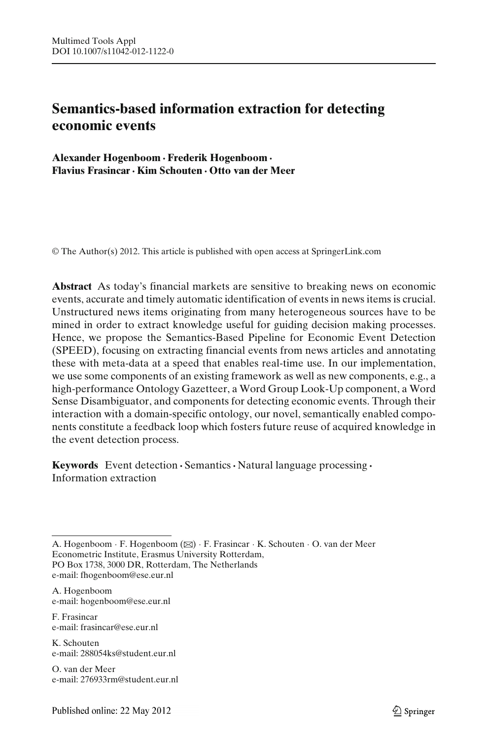# Semantics-based information extraction for detecting economic events

**Alexander Hogenboom · Frederik Hogenboom · Flavius Frasincar · Kim Schouten · Otto van der Meer**

© The Author(s) 2012. This article is published with open access at SpringerLink.com

**Abstract** As today's financial markets are sensitive to breaking news on economic events, accurate and timely automatic identification of events in news items is crucial. Unstructured news items originating from many heterogeneous sources have to be mined in order to extract knowledge useful for guiding decision making processes. Hence, we propose the Semantics-Based Pipeline for Economic Event Detection (SPEED), focusing on extracting financial events from news articles and annotating these with meta-data at a speed that enables real-time use. In our implementation, we use some components of an existing framework as well as new components, e.g., a high-performance Ontology Gazetteer, a Word Group Look-Up component, a Word Sense Disambiguator, and components for detecting economic events. Through their interaction with a domain-specific ontology, our novel, semantically enabled components constitute a feedback loop which fosters future reuse of acquired knowledge in the event detection process.

**Keywords** Event detection · Semantics · Natural language processing · Information extraction

---

A. Hogenboom · F. Hogenboom (✉) · F. Frasincar · K. Schouten · O. van der Meer
Econometric Institute, Erasmus University Rotterdam,
PO Box 1738, 3000 DR, Rotterdam, The Netherlands
e-mail: fhogenboom@ese.eur.nl

A. Hogenboom
e-mail: hogenboom@ese.eur.nl

F. Frasincar
e-mail: frasincar@ese.eur.nl

K. Schouten
e-mail: 288054ks@student.eur.nl

O. van der Meer
e-mail: 276933rm@student.eur.nl

Published online: 22 May 2012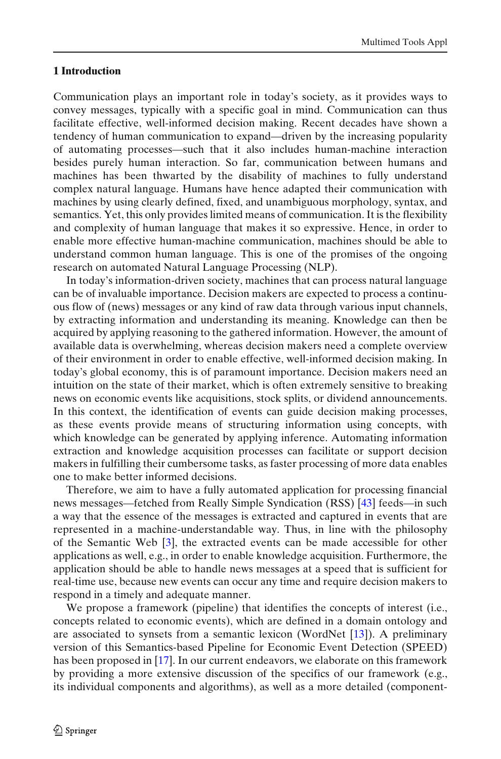## 1 Introduction

Communication plays an important role in today's society, as it provides ways to convey messages, typically with a specific goal in mind. Communication can thus facilitate effective, well-informed decision making. Recent decades have shown a tendency of human communication to expand—driven by the increasing popularity of automating processes—such that it also includes human-machine interaction besides purely human interaction. So far, communication between humans and machines has been thwarted by the disability of machines to fully understand complex natural language. Humans have hence adapted their communication with machines by using clearly defined, fixed, and unambiguous morphology, syntax, and semantics. Yet, this only provides limited means of communication. It is the flexibility and complexity of human language that makes it so expressive. Hence, in order to enable more effective human-machine communication, machines should be able to understand common human language. This is one of the promises of the ongoing research on automated Natural Language Processing (NLP).

In today's information-driven society, machines that can process natural language can be of invaluable importance. Decision makers are expected to process a continuous flow of (news) messages or any kind of raw data through various input channels, by extracting information and understanding its meaning. Knowledge can then be acquired by applying reasoning to the gathered information. However, the amount of available data is overwhelming, whereas decision makers need a complete overview of their environment in order to enable effective, well-informed decision making. In today's global economy, this is of paramount importance. Decision makers need an intuition on the state of their market, which is often extremely sensitive to breaking news on economic events like acquisitions, stock splits, or dividend announcements. In this context, the identification of events can guide decision making processes, as these events provide means of structuring information using concepts, with which knowledge can be generated by applying inference. Automating information extraction and knowledge acquisition processes can facilitate or support decision makers in fulfilling their cumbersome tasks, as faster processing of more data enables one to make better informed decisions.

Therefore, we aim to have a fully automated application for processing financial news messages—fetched from Really Simple Syndication (RSS) [43] feeds—in such a way that the essence of the messages is extracted and captured in events that are represented in a machine-understandable way. Thus, in line with the philosophy of the Semantic Web [3], the extracted events can be made accessible for other applications as well, e.g., in order to enable knowledge acquisition. Furthermore, the application should be able to handle news messages at a speed that is sufficient for real-time use, because new events can occur any time and require decision makers to respond in a timely and adequate manner.

We propose a framework (pipeline) that identifies the concepts of interest (i.e., concepts related to economic events), which are defined in a domain ontology and are associated to synsets from a semantic lexicon (WordNet [13]). A preliminary version of this Semantics-based Pipeline for Economic Event Detection (SPEED) has been proposed in [17]. In our current endeavors, we elaborate on this framework by providing a more extensive discussion of the specifics of our framework (e.g., its individual components and algorithms), as well as a more detailed (component-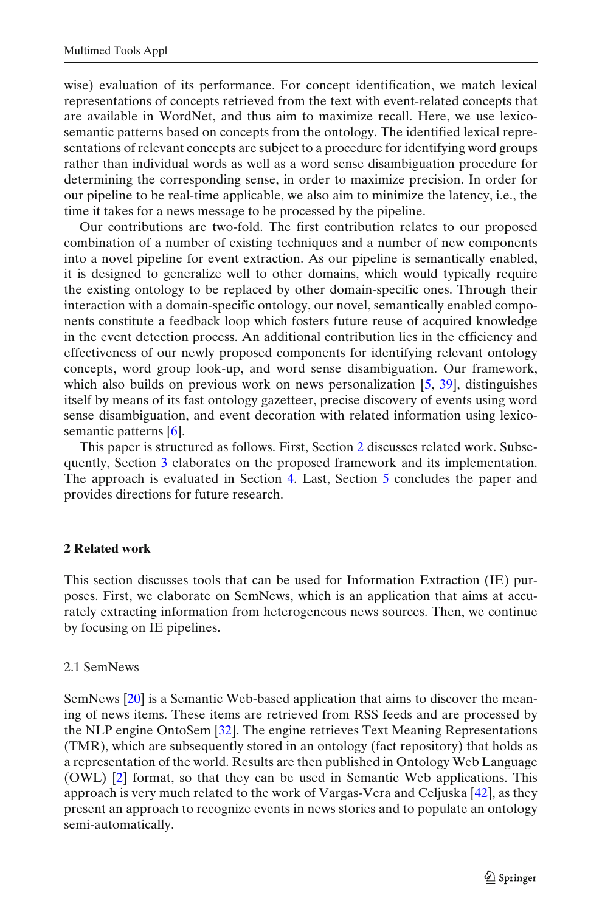wise) evaluation of its performance. For concept identification, we match lexical representations of concepts retrieved from the text with event-related concepts that are available in WordNet, and thus aim to maximize recall. Here, we use lexico-semantic patterns based on concepts from the ontology. The identified lexical representations of relevant concepts are subject to a procedure for identifying word groups rather than individual words as well as a word sense disambiguation procedure for determining the corresponding sense, in order to maximize precision. In order for our pipeline to be real-time applicable, we also aim to minimize the latency, i.e., the time it takes for a news message to be processed by the pipeline.

Our contributions are two-fold. The first contribution relates to our proposed combination of a number of existing techniques and a number of new components into a novel pipeline for event extraction. As our pipeline is semantically enabled, it is designed to generalize well to other domains, which would typically require the existing ontology to be replaced by other domain-specific ones. Through their interaction with a domain-specific ontology, our novel, semantically enabled components constitute a feedback loop which fosters future reuse of acquired knowledge in the event detection process. An additional contribution lies in the efficiency and effectiveness of our newly proposed components for identifying relevant ontology concepts, word group look-up, and word sense disambiguation. Our framework, which also builds on previous work on news personalization [5, 39], distinguishes itself by means of its fast ontology gazetteer, precise discovery of events using word sense disambiguation, and event decoration with related information using lexico-semantic patterns [6].

This paper is structured as follows. First, Section 2 discusses related work. Subsequently, Section 3 elaborates on the proposed framework and its implementation. The approach is evaluated in Section 4. Last, Section 5 concludes the paper and provides directions for future research.

## 2 Related work

This section discusses tools that can be used for Information Extraction (IE) purposes. First, we elaborate on SemNews, which is an application that aims at accurately extracting information from heterogeneous news sources. Then, we continue by focusing on IE pipelines.

### 2.1 SemNews

SemNews [20] is a Semantic Web-based application that aims to discover the meaning of news items. These items are retrieved from RSS feeds and are processed by the NLP engine OntoSem [32]. The engine retrieves Text Meaning Representations (TMR), which are subsequently stored in an ontology (fact repository) that holds as a representation of the world. Results are then published in Ontology Web Language (OWL) [2] format, so that they can be used in Semantic Web applications. This approach is very much related to the work of Vargas-Vera and Celjuska [42], as they present an approach to recognize events in news stories and to populate an ontology semi-automatically.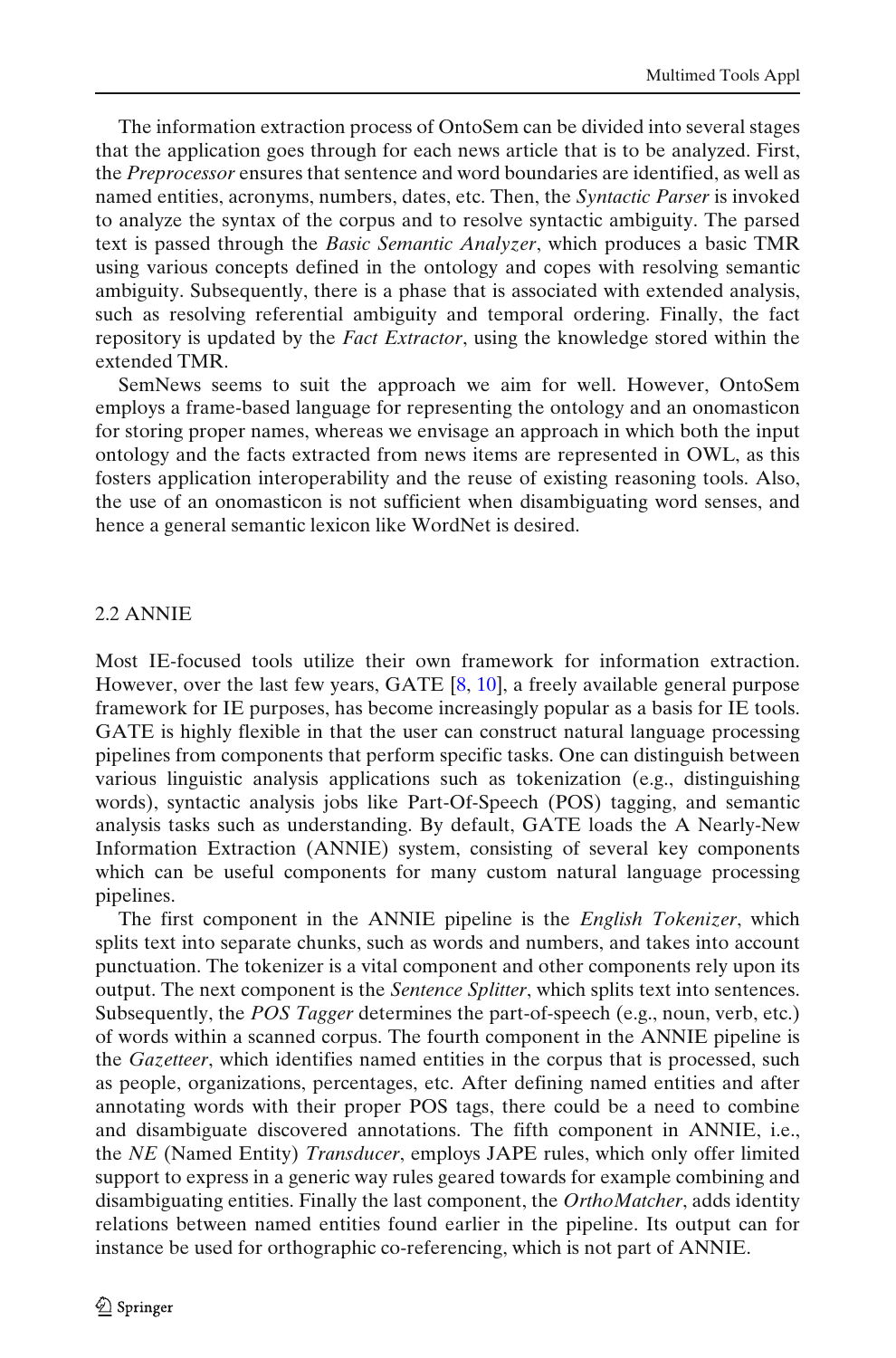The information extraction process of OntoSem can be divided into several stages that the application goes through for each news article that is to be analyzed. First, the *Preprocessor* ensures that sentence and word boundaries are identified, as well as named entities, acronyms, numbers, dates, etc. Then, the *Syntactic Parser* is invoked to analyze the syntax of the corpus and to resolve syntactic ambiguity. The parsed text is passed through the *Basic Semantic Analyzer*, which produces a basic TMR using various concepts defined in the ontology and copes with resolving semantic ambiguity. Subsequently, there is a phase that is associated with extended analysis, such as resolving referential ambiguity and temporal ordering. Finally, the fact repository is updated by the *Fact Extractor*, using the knowledge stored within the extended TMR.

SemNews seems to suit the approach we aim for well. However, OntoSem employs a frame-based language for representing the ontology and an onomasticon for storing proper names, whereas we envisage an approach in which both the input ontology and the facts extracted from news items are represented in OWL, as this fosters application interoperability and the reuse of existing reasoning tools. Also, the use of an onomasticon is not sufficient when disambiguating word senses, and hence a general semantic lexicon like WordNet is desired.

### 2.2 ANNIE

Most IE-focused tools utilize their own framework for information extraction. However, over the last few years, GATE [8, 10], a freely available general purpose framework for IE purposes, has become increasingly popular as a basis for IE tools. GATE is highly flexible in that the user can construct natural language processing pipelines from components that perform specific tasks. One can distinguish between various linguistic analysis applications such as tokenization (e.g., distinguishing words), syntactic analysis jobs like Part-Of-Speech (POS) tagging, and semantic analysis tasks such as understanding. By default, GATE loads the A Nearly-New Information Extraction (ANNIE) system, consisting of several key components which can be useful components for many custom natural language processing pipelines.

The first component in the ANNIE pipeline is the *English Tokenizer*, which splits text into separate chunks, such as words and numbers, and takes into account punctuation. The tokenizer is a vital component and other components rely upon its output. The next component is the *Sentence Splitter*, which splits text into sentences. Subsequently, the *POS Tagger* determines the part-of-speech (e.g., noun, verb, etc.) of words within a scanned corpus. The fourth component in the ANNIE pipeline is the *Gazetteer*, which identifies named entities in the corpus that is processed, such as people, organizations, percentages, etc. After defining named entities and after annotating words with their proper POS tags, there could be a need to combine and disambiguate discovered annotations. The fifth component in ANNIE, i.e., the *NE* (Named Entity) *Transducer*, employs JAPE rules, which only offer limited support to express in a generic way rules geared towards for example combining and disambiguating entities. Finally the last component, the *OrthoMatcher*, adds identity relations between named entities found earlier in the pipeline. Its output can for instance be used for orthographic co-referencing, which is not part of ANNIE.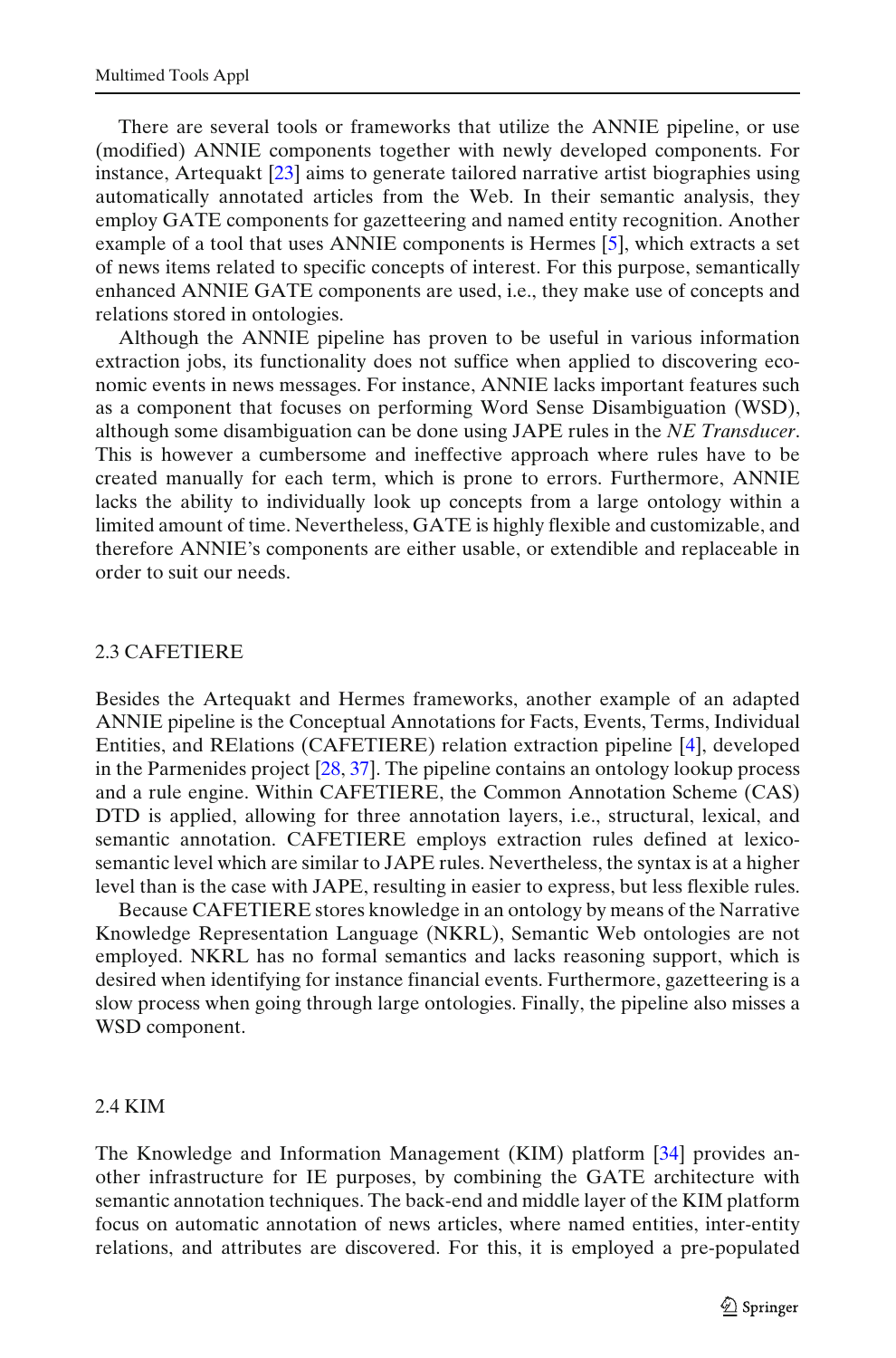There are several tools or frameworks that utilize the ANNIE pipeline, or use (modified) ANNIE components together with newly developed components. For instance, Artequakt [23] aims to generate tailored narrative artist biographies using automatically annotated articles from the Web. In their semantic analysis, they employ GATE components for gazetteering and named entity recognition. Another example of a tool that uses ANNIE components is Hermes [5], which extracts a set of news items related to specific concepts of interest. For this purpose, semantically enhanced ANNIE GATE components are used, i.e., they make use of concepts and relations stored in ontologies.

Although the ANNIE pipeline has proven to be useful in various information extraction jobs, its functionality does not suffice when applied to discovering economic events in news messages. For instance, ANNIE lacks important features such as a component that focuses on performing Word Sense Disambiguation (WSD), although some disambiguation can be done using JAPE rules in the *NE Transducer*. This is however a cumbersome and ineffective approach where rules have to be created manually for each term, which is prone to errors. Furthermore, ANNIE lacks the ability to individually look up concepts from a large ontology within a limited amount of time. Nevertheless, GATE is highly flexible and customizable, and therefore ANNIE's components are either usable, or extendible and replaceable in order to suit our needs.

### 2.3 CAFETIERE

Besides the Artequakt and Hermes frameworks, another example of an adapted ANNIE pipeline is the Conceptual Annotations for Facts, Events, Terms, Individual Entities, and RElations (CAFETIERE) relation extraction pipeline [4], developed in the Parmenides project [28, 37]. The pipeline contains an ontology lookup process and a rule engine. Within CAFETIERE, the Common Annotation Scheme (CAS) DTD is applied, allowing for three annotation layers, i.e., structural, lexical, and semantic annotation. CAFETIERE employs extraction rules defined at lexico-semantic level which are similar to JAPE rules. Nevertheless, the syntax is at a higher level than is the case with JAPE, resulting in easier to express, but less flexible rules.

Because CAFETIERE stores knowledge in an ontology by means of the Narrative Knowledge Representation Language (NKRL), Semantic Web ontologies are not employed. NKRL has no formal semantics and lacks reasoning support, which is desired when identifying for instance financial events. Furthermore, gazetteering is a slow process when going through large ontologies. Finally, the pipeline also misses a WSD component.

### 2.4 KIM

The Knowledge and Information Management (KIM) platform [34] provides another infrastructure for IE purposes, by combining the GATE architecture with semantic annotation techniques. The back-end and middle layer of the KIM platform focus on automatic annotation of news articles, where named entities, inter-entity relations, and attributes are discovered. For this, it is employed a pre-populated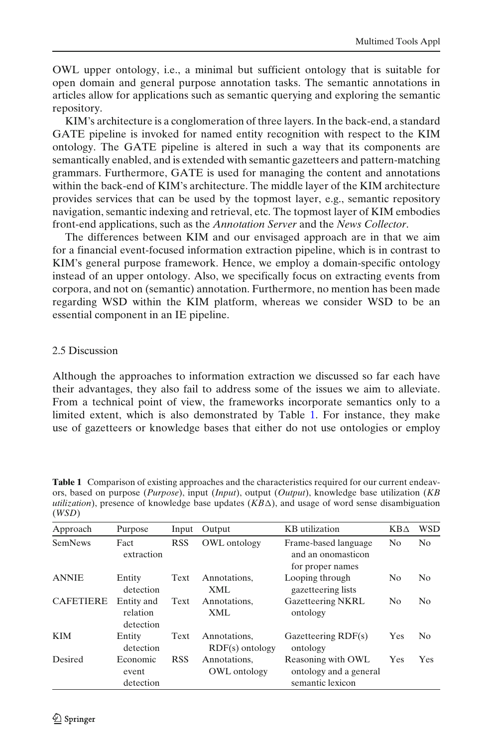OWL upper ontology, i.e., a minimal but sufficient ontology that is suitable for open domain and general purpose annotation tasks. The semantic annotations in articles allow for applications such as semantic querying and exploring the semantic repository.

KIM's architecture is a conglomeration of three layers. In the back-end, a standard GATE pipeline is invoked for named entity recognition with respect to the KIM ontology. The GATE pipeline is altered in such a way that its components are semantically enabled, and is extended with semantic gazetteers and pattern-matching grammars. Furthermore, GATE is used for managing the content and annotations within the back-end of KIM's architecture. The middle layer of the KIM architecture provides services that can be used by the topmost layer, e.g., semantic repository navigation, semantic indexing and retrieval, etc. The topmost layer of KIM embodies front-end applications, such as the *Annotation Server* and the *News Collector*.

The differences between KIM and our envisaged approach are in that we aim for a financial event-focused information extraction pipeline, which is in contrast to KIM's general purpose framework. Hence, we employ a domain-specific ontology instead of an upper ontology. Also, we specifically focus on extracting events from corpora, and not on (semantic) annotation. Furthermore, no mention has been made regarding WSD within the KIM platform, whereas we consider WSD to be an essential component in an IE pipeline.

### 2.5 Discussion

Although the approaches to information extraction we discussed so far each have their advantages, they also fail to address some of the issues we aim to alleviate. From a technical point of view, the frameworks incorporate semantics only to a limited extent, which is also demonstrated by Table 1. For instance, they make use of gazetteers or knowledge bases that either do not use ontologies or employ

**Table 1** Comparison of existing approaches and the characteristics required for our current endeavors, based on purpose (*Purpose*), input (*Input*), output (*Output*), knowledge base utilization (*KB utilization*), presence of knowledge base updates (*KB*$\Delta$), and usage of word sense disambiguation (*WSD*)

| Approach | Purpose | Input | Output | KB utilization | KB$\Delta$ | WSD |
|---|---|---|---|---|---|---|
| SemNews | Fact extraction | RSS | OWL ontology | Frame-based language and an onomasticon for proper names | No | No |
| ANNIE | Entity detection | Text | Annotations, XML | Looping through gazetteering lists | No | No |
| CAFETIERE | Entity and relation detection | Text | Annotations, XML | Gazetteering NKRL ontology | No | No |
| KIM | Entity detection | Text | Annotations, RDF(s) ontology | Gazetteering RDF(s) ontology | Yes | No |
| Desired | Economic event detection | RSS | Annotations, OWL ontology | Reasoning with OWL ontology and a general semantic lexicon | Yes | Yes |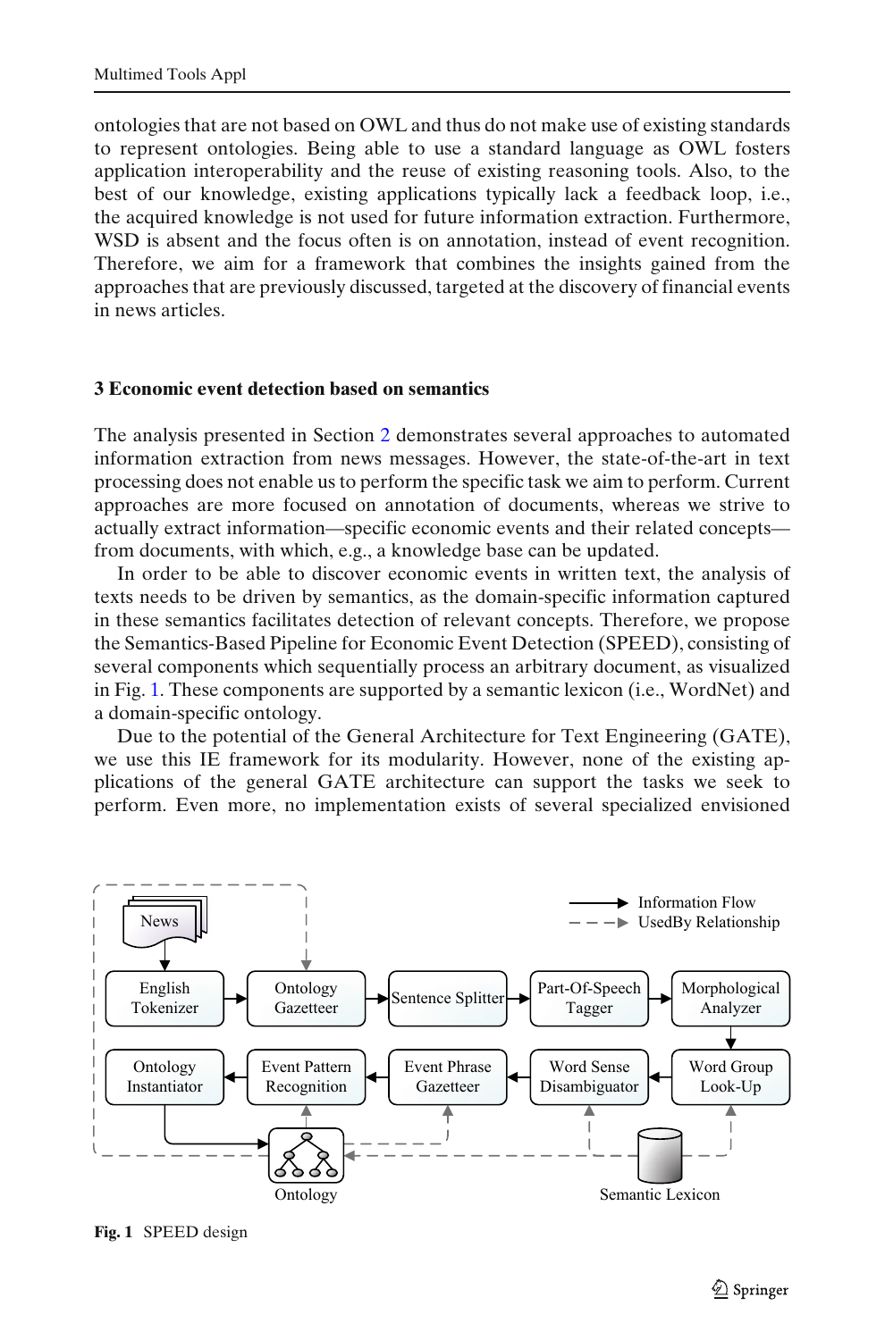ontologies that are not based on OWL and thus do not make use of existing standards to represent ontologies. Being able to use a standard language as OWL fosters application interoperability and the reuse of existing reasoning tools. Also, to the best of our knowledge, existing applications typically lack a feedback loop, i.e., the acquired knowledge is not used for future information extraction. Furthermore, WSD is absent and the focus often is on annotation, instead of event recognition. Therefore, we aim for a framework that combines the insights gained from the approaches that are previously discussed, targeted at the discovery of financial events in news articles.

## 3 Economic event detection based on semantics

The analysis presented in Section 2 demonstrates several approaches to automated information extraction from news messages. However, the state-of-the-art in text processing does not enable us to perform the specific task we aim to perform. Current approaches are more focused on annotation of documents, whereas we strive to actually extract information—specific economic events and their related concepts—from documents, with which, e.g., a knowledge base can be updated.

In order to be able to discover economic events in written text, the analysis of texts needs to be driven by semantics, as the domain-specific information captured in these semantics facilitates detection of relevant concepts. Therefore, we propose the Semantics-Based Pipeline for Economic Event Detection (SPEED), consisting of several components which sequentially process an arbitrary document, as visualized in Fig. 1. These components are supported by a semantic lexicon (i.e., WordNet) and a domain-specific ontology.

Due to the potential of the General Architecture for Text Engineering (GATE), we use this IE framework for its modularity. However, none of the existing applications of the general GATE architecture can support the tasks we seek to perform. Even more, no implementation exists of several specialized envisioned

**Fig. 1** SPEED design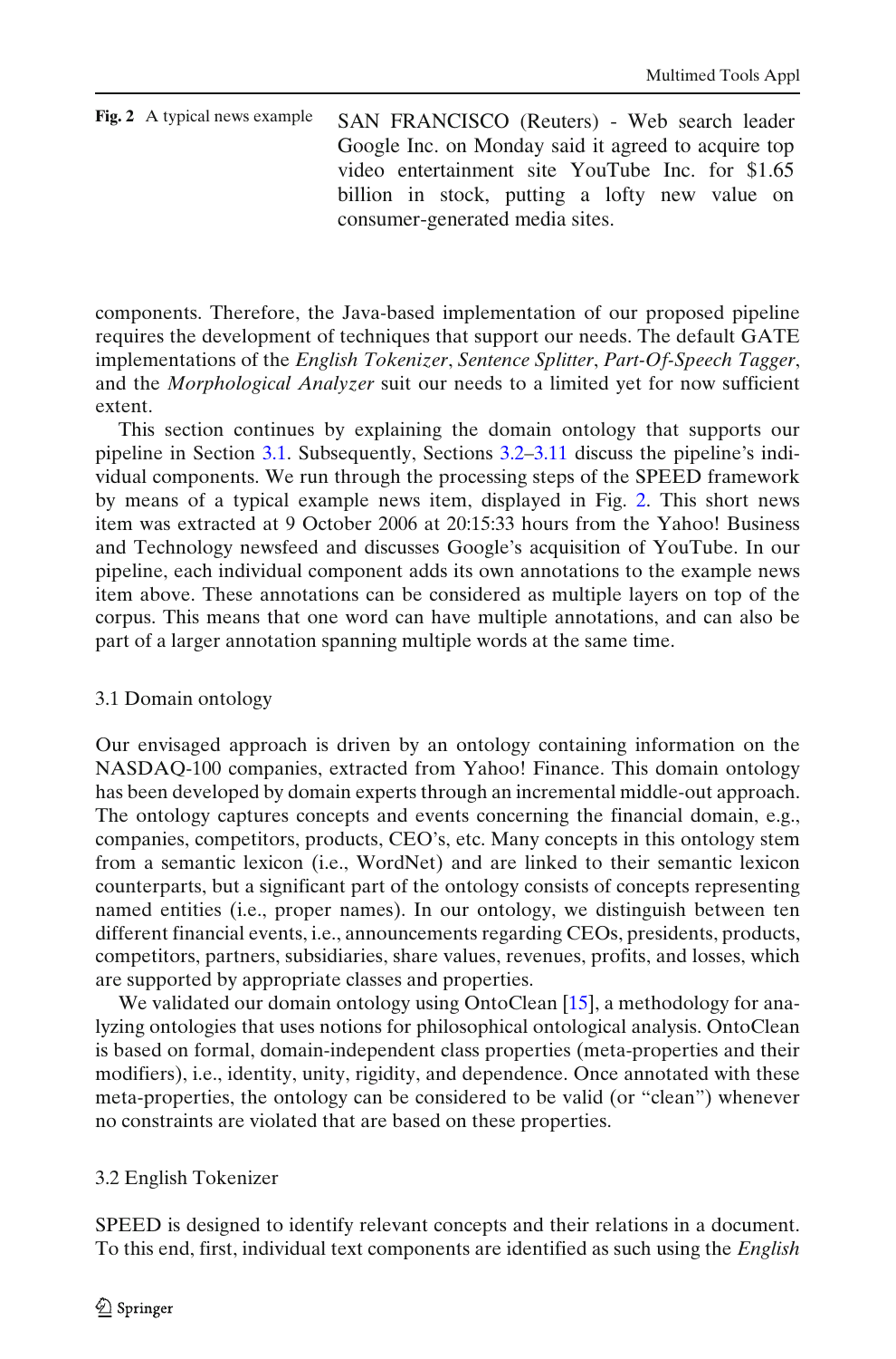**Fig. 2** A typical news example

SAN FRANCISCO (Reuters) - Web search leader Google Inc. on Monday said it agreed to acquire top video entertainment site YouTube Inc. for $1.65 billion in stock, putting a lofty new value on consumer-generated media sites.

components. Therefore, the Java-based implementation of our proposed pipeline requires the development of techniques that support our needs. The default GATE implementations of the *English Tokenizer*, *Sentence Splitter*, *Part-Of-Speech Tagger*, and the *Morphological Analyzer* suit our needs to a limited yet for now sufficient extent.

This section continues by explaining the domain ontology that supports our pipeline in Section 3.1. Subsequently, Sections 3.2–3.11 discuss the pipeline's individual components. We run through the processing steps of the SPEED framework by means of a typical example news item, displayed in Fig. 2. This short news item was extracted at 9 October 2006 at 20:15:33 hours from the Yahoo! Business and Technology newsfeed and discusses Google's acquisition of YouTube. In our pipeline, each individual component adds its own annotations to the example news item above. These annotations can be considered as multiple layers on top of the corpus. This means that one word can have multiple annotations, and can also be part of a larger annotation spanning multiple words at the same time.

### 3.1 Domain ontology

Our envisaged approach is driven by an ontology containing information on the NASDAQ-100 companies, extracted from Yahoo! Finance. This domain ontology has been developed by domain experts through an incremental middle-out approach. The ontology captures concepts and events concerning the financial domain, e.g., companies, competitors, products, CEO's, etc. Many concepts in this ontology stem from a semantic lexicon (i.e., WordNet) and are linked to their semantic lexicon counterparts, but a significant part of the ontology consists of concepts representing named entities (i.e., proper names). In our ontology, we distinguish between ten different financial events, i.e., announcements regarding CEOs, presidents, products, competitors, partners, subsidiaries, share values, revenues, profits, and losses, which are supported by appropriate classes and properties.

We validated our domain ontology using OntoClean [15], a methodology for analyzing ontologies that uses notions for philosophical ontological analysis. OntoClean is based on formal, domain-independent class properties (meta-properties and their modifiers), i.e., identity, unity, rigidity, and dependence. Once annotated with these meta-properties, the ontology can be considered to be valid (or "clean") whenever no constraints are violated that are based on these properties.

### 3.2 English Tokenizer

SPEED is designed to identify relevant concepts and their relations in a document. To this end, first, individual text components are identified as such using the *English*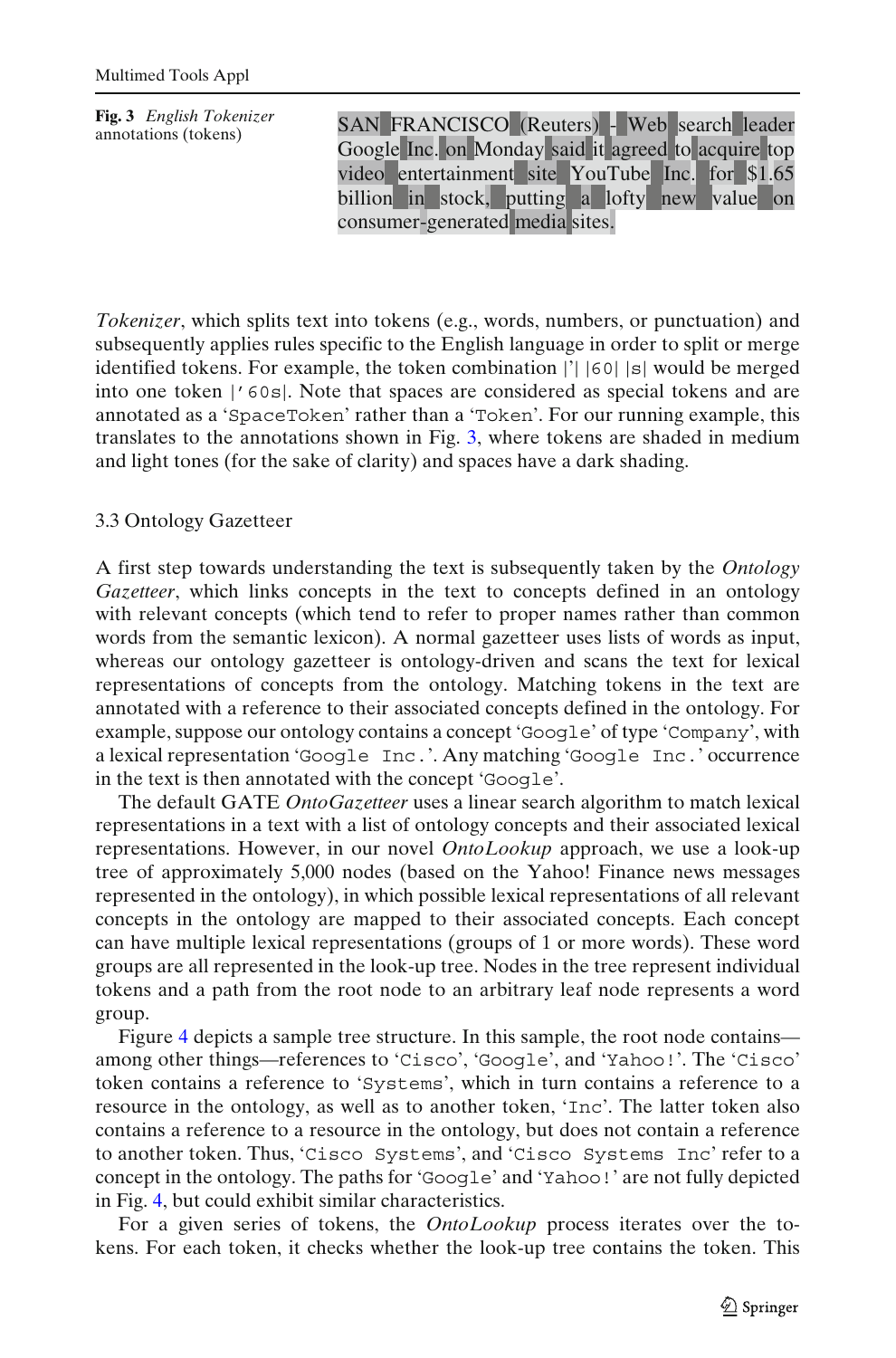**Fig. 3** *English Tokenizer* annotations (tokens)

SAN FRANCISCO (Reuters) - Web search leader Google Inc. on Monday said it agreed to acquire top video entertainment site YouTube Inc. for $1.65 billion in stock, putting a lofty new value on consumer-generated media sites.

*Tokenizer*, which splits text into tokens (e.g., words, numbers, or punctuation) and subsequently applies rules specific to the English language in order to split or merge identified tokens. For example, the token combination |'| |60| |s| would be merged into one token |'60s|. Note that spaces are considered as special tokens and are annotated as a 'SpaceToken' rather than a 'Token'. For our running example, this translates to the annotations shown in Fig. 3, where tokens are shaded in medium and light tones (for the sake of clarity) and spaces have a dark shading.

### 3.3 Ontology Gazetteer

A first step towards understanding the text is subsequently taken by the *Ontology Gazetteer*, which links concepts in the text to concepts defined in an ontology with relevant concepts (which tend to refer to proper names rather than common words from the semantic lexicon). A normal gazetteer uses lists of words as input, whereas our ontology gazetteer is ontology-driven and scans the text for lexical representations of concepts from the ontology. Matching tokens in the text are annotated with a reference to their associated concepts defined in the ontology. For example, suppose our ontology contains a concept 'Google' of type 'Company', with a lexical representation 'Google Inc.'. Any matching 'Google Inc.' occurrence in the text is then annotated with the concept 'Google'.

The default GATE *OntoGazetteer* uses a linear search algorithm to match lexical representations in a text with a list of ontology concepts and their associated lexical representations. However, in our novel *OntoLookup* approach, we use a look-up tree of approximately 5,000 nodes (based on the Yahoo! Finance news messages represented in the ontology), in which possible lexical representations of all relevant concepts in the ontology are mapped to their associated concepts. Each concept can have multiple lexical representations (groups of 1 or more words). These word groups are all represented in the look-up tree. Nodes in the tree represent individual tokens and a path from the root node to an arbitrary leaf node represents a word group.

Figure 4 depicts a sample tree structure. In this sample, the root node contains—among other things—references to 'Cisco', 'Google', and 'Yahoo!'. The 'Cisco' token contains a reference to 'Systems', which in turn contains a reference to a resource in the ontology, as well as to another token, 'Inc'. The latter token also contains a reference to a resource in the ontology, but does not contain a reference to another token. Thus, 'Cisco Systems', and 'Cisco Systems Inc' refer to a concept in the ontology. The paths for 'Google' and 'Yahoo!' are not fully depicted in Fig. 4, but could exhibit similar characteristics.

For a given series of tokens, the *OntoLookup* process iterates over the tokens. For each token, it checks whether the look-up tree contains the token. This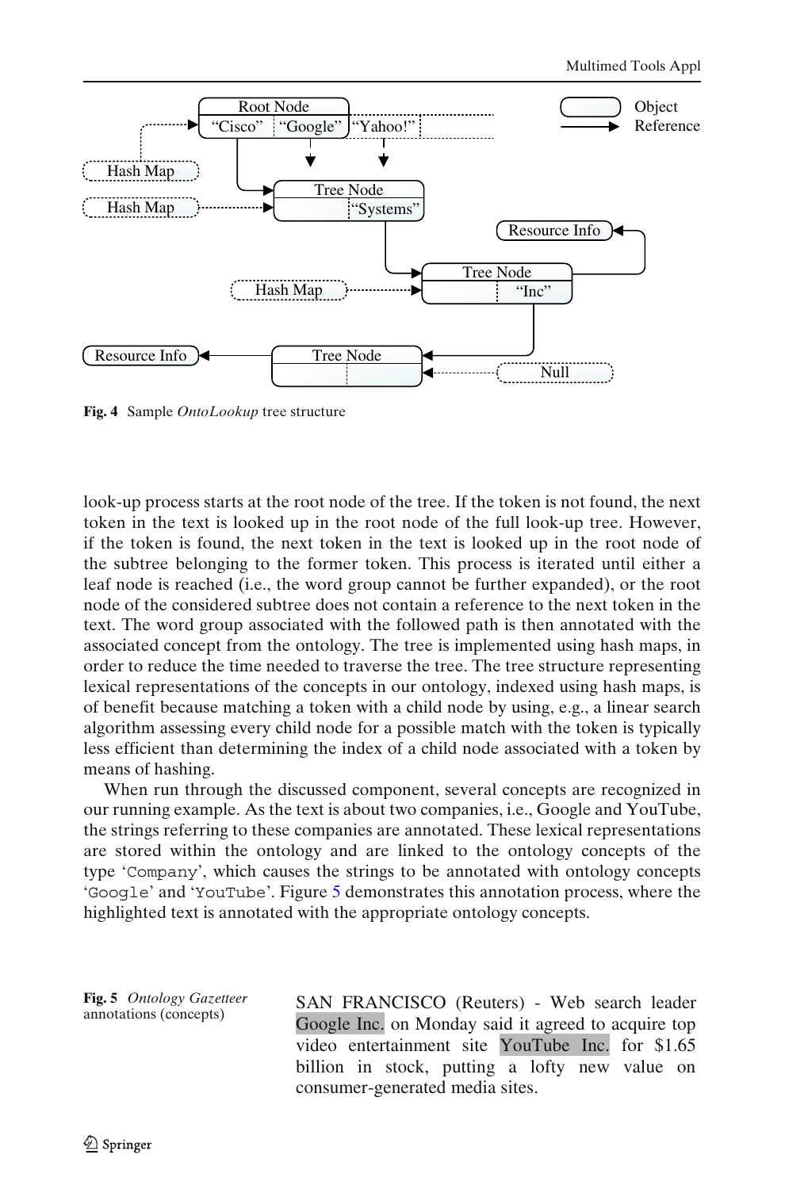Root Node
"Cisco" "Google" "Yahoo!"
Object
Reference
Hash Map
Tree Node
Hash Map
"Systems"
Resource Info
Tree Node
Hash Map
"Inc"
Resource Info
Tree Node
Null

**Fig. 4** Sample *OntoLookup* tree structure

look-up process starts at the root node of the tree. If the token is not found, the next token in the text is looked up in the root node of the full look-up tree. However, if the token is found, the next token in the text is looked up in the root node of the subtree belonging to the former token. This process is iterated until either a leaf node is reached (i.e., the word group cannot be further expanded), or the root node of the considered subtree does not contain a reference to the next token in the text. The word group associated with the followed path is then annotated with the associated concept from the ontology. The tree is implemented using hash maps, in order to reduce the time needed to traverse the tree. The tree structure representing lexical representations of the concepts in our ontology, indexed using hash maps, is of benefit because matching a token with a child node by using, e.g., a linear search algorithm assessing every child node for a possible match with the token is typically less efficient than determining the index of a child node associated with a token by means of hashing.

When run through the discussed component, several concepts are recognized in our running example. As the text is about two companies, i.e., Google and YouTube, the strings referring to these companies are annotated. These lexical representations are stored within the ontology and are linked to the ontology concepts of the type '`Company`', which causes the strings to be annotated with ontology concepts '`Google`' and '`YouTube`'. Figure 5 demonstrates this annotation process, where the highlighted text is annotated with the appropriate ontology concepts.

**Fig. 5** *Ontology Gazetteer* annotations (concepts)

SAN FRANCISCO (Reuters) - Web search leader Google Inc. on Monday said it agreed to acquire top video entertainment site YouTube Inc. for $1.65 billion in stock, putting a lofty new value on consumer-generated media sites.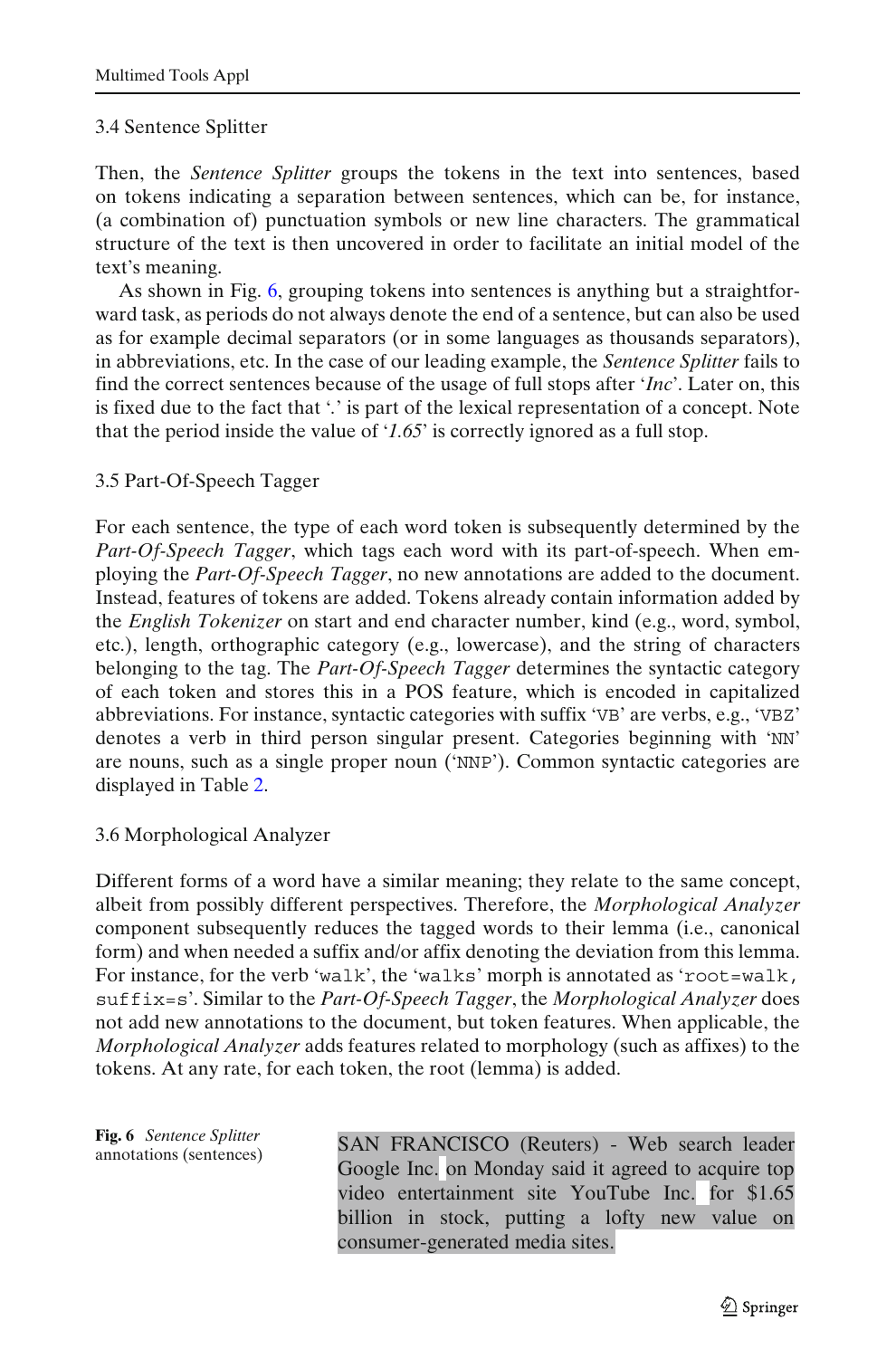### 3.4 Sentence Splitter

Then, the *Sentence Splitter* groups the tokens in the text into sentences, based on tokens indicating a separation between sentences, which can be, for instance, (a combination of) punctuation symbols or new line characters. The grammatical structure of the text is then uncovered in order to facilitate an initial model of the text's meaning.

As shown in Fig. 6, grouping tokens into sentences is anything but a straightforward task, as periods do not always denote the end of a sentence, but can also be used as for example decimal separators (or in some languages as thousands separators), in abbreviations, etc. In the case of our leading example, the *Sentence Splitter* fails to find the correct sentences because of the usage of full stops after '*Inc*'. Later on, this is fixed due to the fact that '.' is part of the lexical representation of a concept. Note that the period inside the value of '*1.65*' is correctly ignored as a full stop.

### 3.5 Part-Of-Speech Tagger

For each sentence, the type of each word token is subsequently determined by the *Part-Of-Speech Tagger*, which tags each word with its part-of-speech. When employing the *Part-Of-Speech Tagger*, no new annotations are added to the document. Instead, features of tokens are added. Tokens already contain information added by the *English Tokenizer* on start and end character number, kind (e.g., word, symbol, etc.), length, orthographic category (e.g., lowercase), and the string of characters belonging to the tag. The *Part-Of-Speech Tagger* determines the syntactic category of each token and stores this in a POS feature, which is encoded in capitalized abbreviations. For instance, syntactic categories with suffix '`VB`' are verbs, e.g., '`VBZ`' denotes a verb in third person singular present. Categories beginning with '`NN`' are nouns, such as a single proper noun ('`NNP`'). Common syntactic categories are displayed in Table 2.

### 3.6 Morphological Analyzer

Different forms of a word have a similar meaning; they relate to the same concept, albeit from possibly different perspectives. Therefore, the *Morphological Analyzer* component subsequently reduces the tagged words to their lemma (i.e., canonical form) and when needed a suffix and/or affix denoting the deviation from this lemma. For instance, for the verb '`walk`', the '`walks`' morph is annotated as '`root=walk, suffix=s`'. Similar to the *Part-Of-Speech Tagger*, the *Morphological Analyzer* does not add new annotations to the document, but token features. When applicable, the *Morphological Analyzer* adds features related to morphology (such as affixes) to the tokens. At any rate, for each token, the root (lemma) is added.

SAN FRANCISCO (Reuters) - Web search leader Google Inc. on Monday said it agreed to acquire top video entertainment site YouTube Inc. for $1.65 billion in stock, putting a lofty new value on consumer-generated media sites.

**Fig. 6** *Sentence Splitter* annotations (sentences)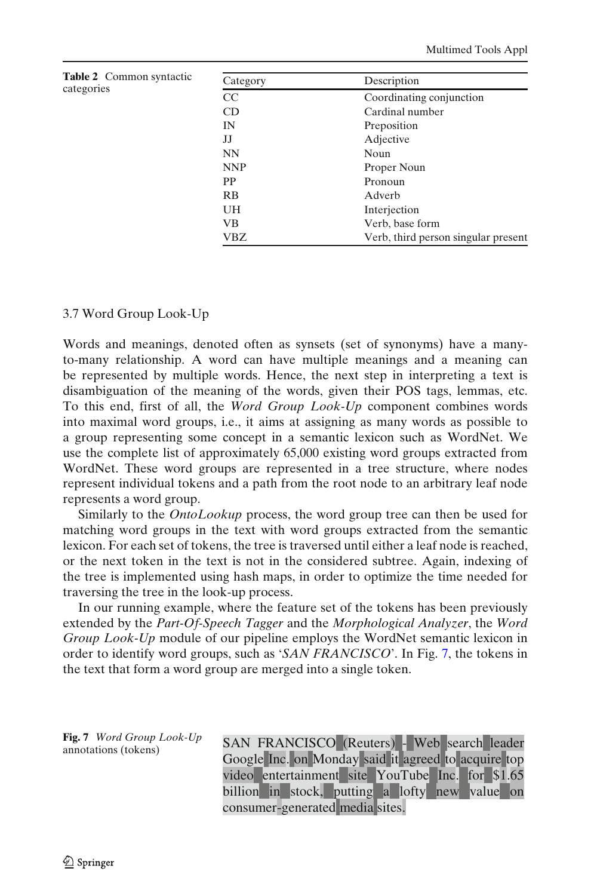**Table 2** Common syntactic categories

| Category | Description |
|---|---|
| CC | Coordinating conjunction |
| CD | Cardinal number |
| IN | Preposition |
| JJ | Adjective |
| NN | Noun |
| NNP | Proper Noun |
| PP | Pronoun |
| RB | Adverb |
| UH | Interjection |
| VB | Verb, base form |
| VBZ | Verb, third person singular present |

### 3.7 Word Group Look-Up

Words and meanings, denoted often as synsets (set of synonyms) have a many-to-many relationship. A word can have multiple meanings and a meaning can be represented by multiple words. Hence, the next step in interpreting a text is disambiguation of the meaning of the words, given their POS tags, lemmas, etc. To this end, first of all, the *Word Group Look-Up* component combines words into maximal word groups, i.e., it aims at assigning as many words as possible to a group representing some concept in a semantic lexicon such as WordNet. We use the complete list of approximately 65,000 existing word groups extracted from WordNet. These word groups are represented in a tree structure, where nodes represent individual tokens and a path from the root node to an arbitrary leaf node represents a word group.

Similarly to the *OntoLookup* process, the word group tree can then be used for matching word groups in the text with word groups extracted from the semantic lexicon. For each set of tokens, the tree is traversed until either a leaf node is reached, or the next token in the text is not in the considered subtree. Again, indexing of the tree is implemented using hash maps, in order to optimize the time needed for traversing the tree in the look-up process.

In our running example, where the feature set of the tokens has been previously extended by the *Part-Of-Speech Tagger* and the *Morphological Analyzer*, the *Word Group Look-Up* module of our pipeline employs the WordNet semantic lexicon in order to identify word groups, such as '*SAN FRANCISCO*'. In Fig. 7, the tokens in the text that form a word group are merged into a single token.

SAN FRANCISCO (Reuters) - Web search leader Google Inc. on Monday said it agreed to acquire top video entertainment site YouTube Inc. for $1.65 billion in stock, putting a lofty new value on consumer-generated media sites.

**Fig. 7** *Word Group Look-Up* annotations (tokens)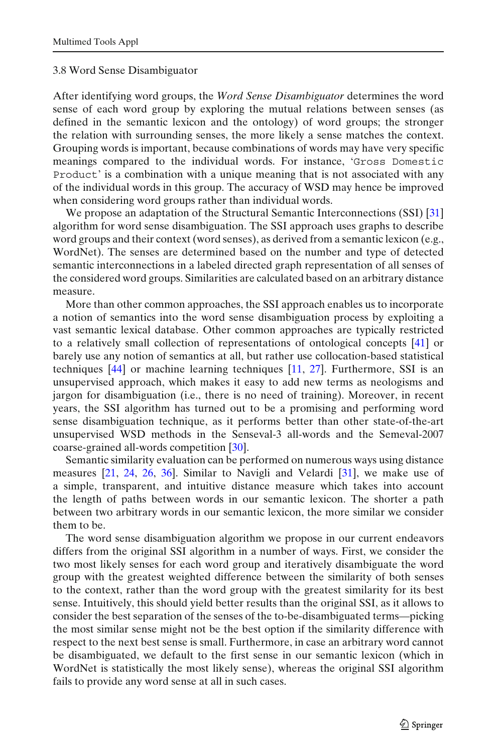### 3.8 Word Sense Disambiguator

After identifying word groups, the *Word Sense Disambiguator* determines the word sense of each word group by exploring the mutual relations between senses (as defined in the semantic lexicon and the ontology) of word groups; the stronger the relation with surrounding senses, the more likely a sense matches the context. Grouping words is important, because combinations of words may have very specific meanings compared to the individual words. For instance, '`Gross Domestic Product`' is a combination with a unique meaning that is not associated with any of the individual words in this group. The accuracy of WSD may hence be improved when considering word groups rather than individual words.

We propose an adaptation of the Structural Semantic Interconnections (SSI) [31] algorithm for word sense disambiguation. The SSI approach uses graphs to describe word groups and their context (word senses), as derived from a semantic lexicon (e.g., WordNet). The senses are determined based on the number and type of detected semantic interconnections in a labeled directed graph representation of all senses of the considered word groups. Similarities are calculated based on an arbitrary distance measure.

More than other common approaches, the SSI approach enables us to incorporate a notion of semantics into the word sense disambiguation process by exploiting a vast semantic lexical database. Other common approaches are typically restricted to a relatively small collection of representations of ontological concepts [41] or barely use any notion of semantics at all, but rather use collocation-based statistical techniques [44] or machine learning techniques [11, 27]. Furthermore, SSI is an unsupervised approach, which makes it easy to add new terms as neologisms and jargon for disambiguation (i.e., there is no need of training). Moreover, in recent years, the SSI algorithm has turned out to be a promising and performing word sense disambiguation technique, as it performs better than other state-of-the-art unsupervised WSD methods in the Senseval-3 all-words and the Semeval-2007 coarse-grained all-words competition [30].

Semantic similarity evaluation can be performed on numerous ways using distance measures [21, 24, 26, 36]. Similar to Navigli and Velardi [31], we make use of a simple, transparent, and intuitive distance measure which takes into account the length of paths between words in our semantic lexicon. The shorter a path between two arbitrary words in our semantic lexicon, the more similar we consider them to be.

The word sense disambiguation algorithm we propose in our current endeavors differs from the original SSI algorithm in a number of ways. First, we consider the two most likely senses for each word group and iteratively disambiguate the word group with the greatest weighted difference between the similarity of both senses to the context, rather than the word group with the greatest similarity for its best sense. Intuitively, this should yield better results than the original SSI, as it allows to consider the best separation of the senses of the to-be-disambiguated terms—picking the most similar sense might not be the best option if the similarity difference with respect to the next best sense is small. Furthermore, in case an arbitrary word cannot be disambiguated, we default to the first sense in our semantic lexicon (which in WordNet is statistically the most likely sense), whereas the original SSI algorithm fails to provide any word sense at all in such cases.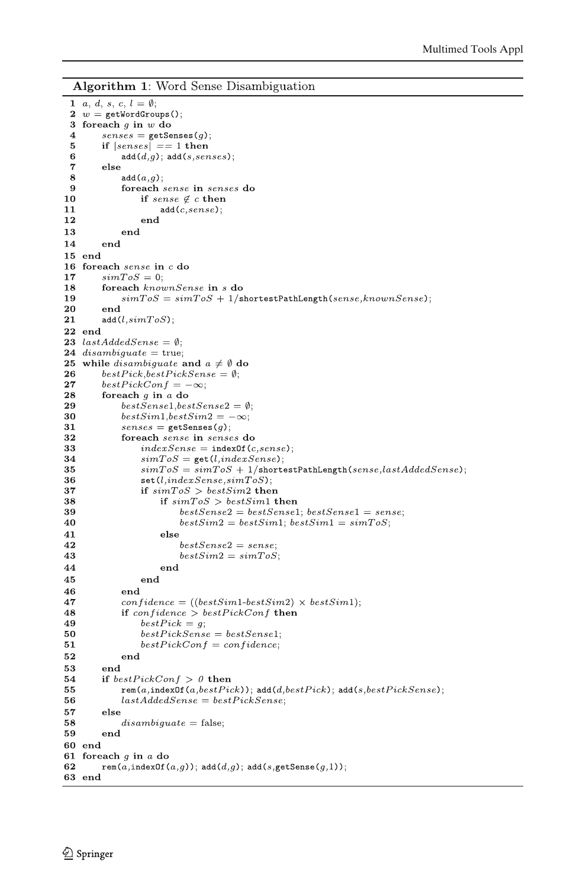**Algorithm 1**: Word Sense Disambiguation

```
1  a, d, s, c, l = ∅;
2  w = getWordGroups();
3  foreach g in w do
4      senses = getSenses(g);
5      if |senses| == 1 then
6          add(d,g); add(s,senses);
7      else
8          add(a,g);
9          foreach sense in senses do
10             if sense ∉ c then
11                 add(c,sense);
12             end
13         end
14     end
15 end
16 foreach sense in c do
17     simToS = 0;
18     foreach knownSense in s do
19         simToS = simToS + 1/shortestPathLength(sense,knownSense);
20     end
21     add(l,simToS);
22 end
23 lastAddedSense = ∅;
24 disambiguate = true;
25 while disambiguate and a ≠ ∅ do
26     bestPick,bestPickSense = ∅;
27     bestPickConf = −∞;
28     foreach g in a do
29         bestSense1,bestSense2 = ∅;
30         bestSim1,bestSim2 = −∞;
31         senses = getSenses(g);
32         foreach sense in senses do
33             indexSense = indexOf(c,sense);
34             simToS = get(l,indexSense);
35             simToS = simToS + 1/shortestPathLength(sense,lastAddedSense);
36             set(l,indexSense,simToS);
37             if simToS > bestSim2 then
38                 if simToS > bestSim1 then
39                     bestSense2 = bestSense1; bestSense1 = sense;
40                     bestSim2 = bestSim1; bestSim1 = simToS;
41                 else
42                     bestSense2 = sense;
43                     bestSim2 = simToS;
44                 end
45             end
46         end
47         confidence = ((bestSim1-bestSim2) × bestSim1);
48         if confidence > bestPickConf then
49             bestPick = g;
50             bestPickSense = bestSense1;
51             bestPickConf = confidence;
52         end
53     end
54     if bestPickConf > 0 then
55         rem(a,indexOf(a,bestPick)); add(d,bestPick); add(s,bestPickSense);
56         lastAddedSense = bestPickSense;
57     else
58         disambiguate = false;
59     end
60 end
61 foreach g in a do
62     rem(a,indexOf(a,g)); add(d,g); add(s,getSense(g,1));
63 end
```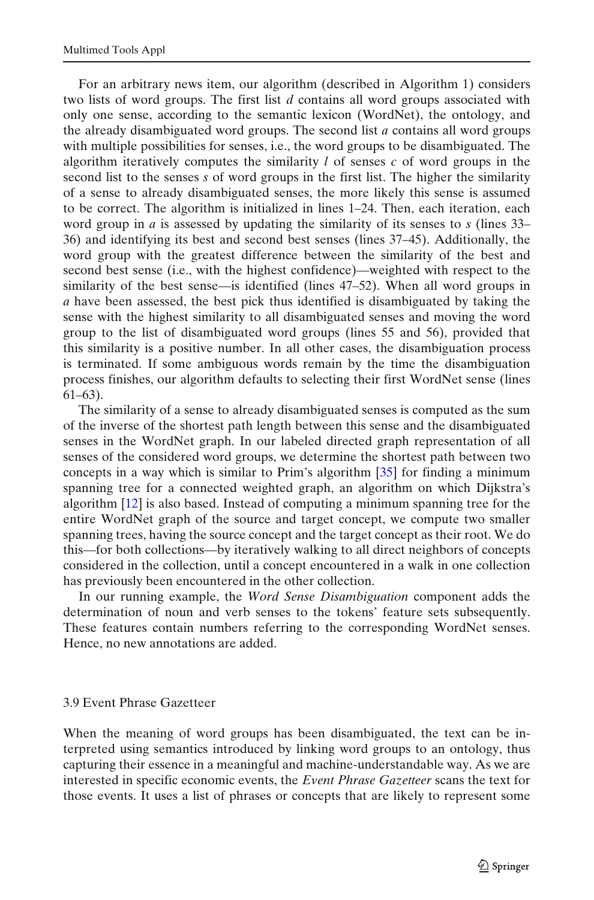For an arbitrary news item, our algorithm (described in Algorithm 1) considers two lists of word groups. The first list $d$ contains all word groups associated with only one sense, according to the semantic lexicon (WordNet), the ontology, and the already disambiguated word groups. The second list $a$ contains all word groups with multiple possibilities for senses, i.e., the word groups to be disambiguated. The algorithm iteratively computes the similarity $l$ of senses $c$ of word groups in the second list to the senses $s$ of word groups in the first list. The higher the similarity of a sense to already disambiguated senses, the more likely this sense is assumed to be correct. The algorithm is initialized in lines 1–24. Then, each iteration, each word group in $a$ is assessed by updating the similarity of its senses to $s$ (lines 33–36) and identifying its best and second best senses (lines 37–45). Additionally, the word group with the greatest difference between the similarity of the best and second best sense (i.e., with the highest confidence)—weighted with respect to the similarity of the best sense—is identified (lines 47–52). When all word groups in $a$ have been assessed, the best pick thus identified is disambiguated by taking the sense with the highest similarity to all disambiguated senses and moving the word group to the list of disambiguated word groups (lines 55 and 56), provided that this similarity is a positive number. In all other cases, the disambiguation process is terminated. If some ambiguous words remain by the time the disambiguation process finishes, our algorithm defaults to selecting their first WordNet sense (lines 61–63).

The similarity of a sense to already disambiguated senses is computed as the sum of the inverse of the shortest path length between this sense and the disambiguated senses in the WordNet graph. In our labeled directed graph representation of all senses of the considered word groups, we determine the shortest path between two concepts in a way which is similar to Prim's algorithm [35] for finding a minimum spanning tree for a connected weighted graph, an algorithm on which Dijkstra's algorithm [12] is also based. Instead of computing a minimum spanning tree for the entire WordNet graph of the source and target concept, we compute two smaller spanning trees, having the source concept and the target concept as their root. We do this—for both collections—by iteratively walking to all direct neighbors of concepts considered in the collection, until a concept encountered in a walk in one collection has previously been encountered in the other collection.

In our running example, the *Word Sense Disambiguation* component adds the determination of noun and verb senses to the tokens' feature sets subsequently. These features contain numbers referring to the corresponding WordNet senses. Hence, no new annotations are added.

### 3.9 Event Phrase Gazetteer

When the meaning of word groups has been disambiguated, the text can be interpreted using semantics introduced by linking word groups to an ontology, thus capturing their essence in a meaningful and machine-understandable way. As we are interested in specific economic events, the *Event Phrase Gazetteer* scans the text for those events. It uses a list of phrases or concepts that are likely to represent some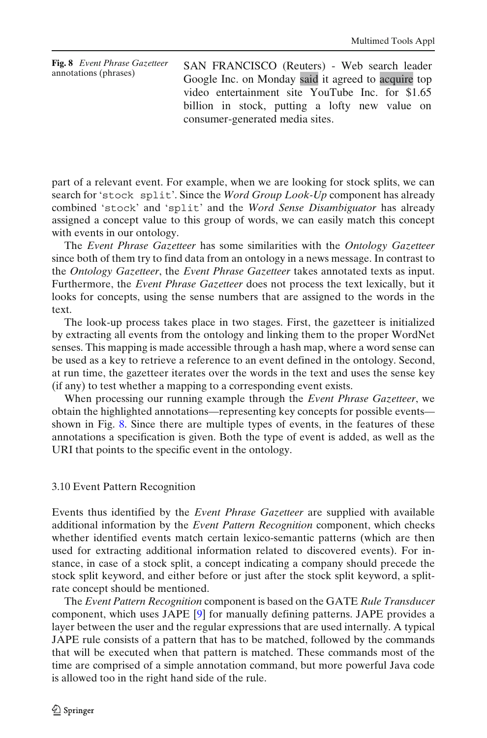**Fig. 8** *Event Phrase Gazetteer* annotations (phrases)

SAN FRANCISCO (Reuters) - Web search leader Google Inc. on Monday said it agreed to acquire top video entertainment site YouTube Inc. for $1.65 billion in stock, putting a lofty new value on consumer-generated media sites.

part of a relevant event. For example, when we are looking for stock splits, we can search for '`stock split`'. Since the *Word Group Look-Up* component has already combined '`stock`' and '`split`' and the *Word Sense Disambiguator* has already assigned a concept value to this group of words, we can easily match this concept with events in our ontology.

The *Event Phrase Gazetteer* has some similarities with the *Ontology Gazetteer* since both of them try to find data from an ontology in a news message. In contrast to the *Ontology Gazetteer*, the *Event Phrase Gazetteer* takes annotated texts as input. Furthermore, the *Event Phrase Gazetteer* does not process the text lexically, but it looks for concepts, using the sense numbers that are assigned to the words in the text.

The look-up process takes place in two stages. First, the gazetteer is initialized by extracting all events from the ontology and linking them to the proper WordNet senses. This mapping is made accessible through a hash map, where a word sense can be used as a key to retrieve a reference to an event defined in the ontology. Second, at run time, the gazetteer iterates over the words in the text and uses the sense key (if any) to test whether a mapping to a corresponding event exists.

When processing our running example through the *Event Phrase Gazetteer*, we obtain the highlighted annotations—representing key concepts for possible events—shown in Fig. 8. Since there are multiple types of events, in the features of these annotations a specification is given. Both the type of event is added, as well as the URI that points to the specific event in the ontology.

### 3.10 Event Pattern Recognition

Events thus identified by the *Event Phrase Gazetteer* are supplied with available additional information by the *Event Pattern Recognition* component, which checks whether identified events match certain lexico-semantic patterns (which are then used for extracting additional information related to discovered events). For instance, in case of a stock split, a concept indicating a company should precede the stock split keyword, and either before or just after the stock split keyword, a split-rate concept should be mentioned.

The *Event Pattern Recognition* component is based on the GATE *Rule Transducer* component, which uses JAPE [9] for manually defining patterns. JAPE provides a layer between the user and the regular expressions that are used internally. A typical JAPE rule consists of a pattern that has to be matched, followed by the commands that will be executed when that pattern is matched. These commands most of the time are comprised of a simple annotation command, but more powerful Java code is allowed too in the right hand side of the rule.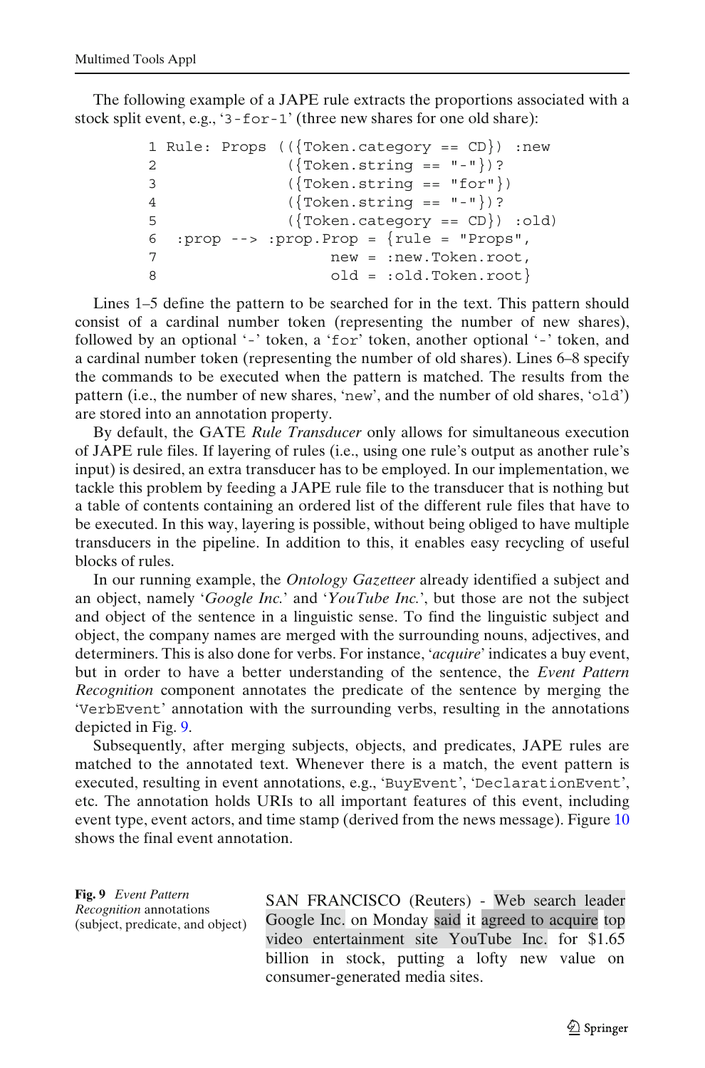The following example of a JAPE rule extracts the proportions associated with a stock split event, e.g., '`3-for-1`' (three new shares for one old share):

```
1 Rule: Props (({Token.category == CD}) :new
2              ({Token.string == "-"})?
3              ({Token.string == "for"})
4              ({Token.string == "-"})?
5              ({Token.category == CD}) :old)
6  :prop --> :prop.Prop = {rule = "Props",
7                     new = :new.Token.root,
8                     old = :old.Token.root}
```

Lines 1–5 define the pattern to be searched for in the text. This pattern should consist of a cardinal number token (representing the number of new shares), followed by an optional '`-`' token, a '`for`' token, another optional '`-`' token, and a cardinal number token (representing the number of old shares). Lines 6–8 specify the commands to be executed when the pattern is matched. The results from the pattern (i.e., the number of new shares, '`new`', and the number of old shares, '`old`') are stored into an annotation property.

By default, the GATE *Rule Transducer* only allows for simultaneous execution of JAPE rule files. If layering of rules (i.e., using one rule's output as another rule's input) is desired, an extra transducer has to be employed. In our implementation, we tackle this problem by feeding a JAPE rule file to the transducer that is nothing but a table of contents containing an ordered list of the different rule files that have to be executed. In this way, layering is possible, without being obliged to have multiple transducers in the pipeline. In addition to this, it enables easy recycling of useful blocks of rules.

In our running example, the *Ontology Gazetteer* already identified a subject and an object, namely '*Google Inc.*' and '*YouTube Inc.*', but those are not the subject and object of the sentence in a linguistic sense. To find the linguistic subject and object, the company names are merged with the surrounding nouns, adjectives, and determiners. This is also done for verbs. For instance, '*acquire*' indicates a buy event, but in order to have a better understanding of the sentence, the *Event Pattern Recognition* component annotates the predicate of the sentence by merging the '`VerbEvent`' annotation with the surrounding verbs, resulting in the annotations depicted in Fig. 9.

Subsequently, after merging subjects, objects, and predicates, JAPE rules are matched to the annotated text. Whenever there is a match, the event pattern is executed, resulting in event annotations, e.g., '`BuyEvent`', '`DeclarationEvent`', etc. The annotation holds URIs to all important features of this event, including event type, event actors, and time stamp (derived from the news message). Figure 10 shows the final event annotation.

SAN FRANCISCO (Reuters) - Web search leader Google Inc. on Monday said it agreed to acquire top video entertainment site YouTube Inc. for $1.65 billion in stock, putting a lofty new value on consumer-generated media sites.

**Fig. 9** *Event Pattern Recognition* annotations (subject, predicate, and object)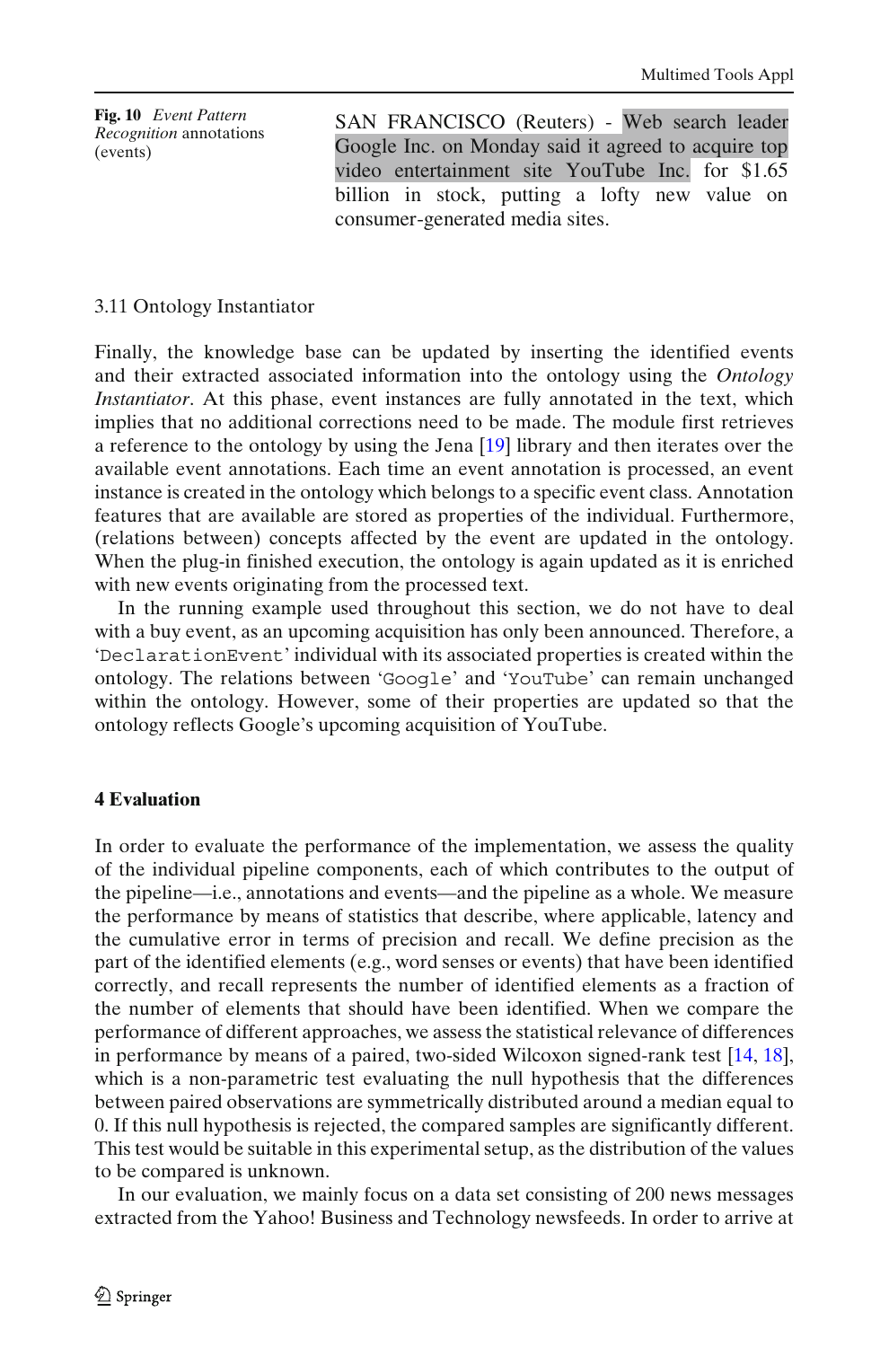**Fig. 10** *Event Pattern Recognition* annotations (events)

SAN FRANCISCO (Reuters) - Web search leader Google Inc. on Monday said it agreed to acquire top video entertainment site YouTube Inc. for $1.65 billion in stock, putting a lofty new value on consumer-generated media sites.

### 3.11 Ontology Instantiator

Finally, the knowledge base can be updated by inserting the identified events and their extracted associated information into the ontology using the *Ontology Instantiator*. At this phase, event instances are fully annotated in the text, which implies that no additional corrections need to be made. The module first retrieves a reference to the ontology by using the Jena [19] library and then iterates over the available event annotations. Each time an event annotation is processed, an event instance is created in the ontology which belongs to a specific event class. Annotation features that are available are stored as properties of the individual. Furthermore, (relations between) concepts affected by the event are updated in the ontology. When the plug-in finished execution, the ontology is again updated as it is enriched with new events originating from the processed text.

In the running example used throughout this section, we do not have to deal with a buy event, as an upcoming acquisition has only been announced. Therefore, a '`DeclarationEvent`' individual with its associated properties is created within the ontology. The relations between '`Google`' and '`YouTube`' can remain unchanged within the ontology. However, some of their properties are updated so that the ontology reflects Google's upcoming acquisition of YouTube.

## 4 Evaluation

In order to evaluate the performance of the implementation, we assess the quality of the individual pipeline components, each of which contributes to the output of the pipeline—i.e., annotations and events—and the pipeline as a whole. We measure the performance by means of statistics that describe, where applicable, latency and the cumulative error in terms of precision and recall. We define precision as the part of the identified elements (e.g., word senses or events) that have been identified correctly, and recall represents the number of identified elements as a fraction of the number of elements that should have been identified. When we compare the performance of different approaches, we assess the statistical relevance of differences in performance by means of a paired, two-sided Wilcoxon signed-rank test [14, 18], which is a non-parametric test evaluating the null hypothesis that the differences between paired observations are symmetrically distributed around a median equal to 0. If this null hypothesis is rejected, the compared samples are significantly different. This test would be suitable in this experimental setup, as the distribution of the values to be compared is unknown.

In our evaluation, we mainly focus on a data set consisting of 200 news messages extracted from the Yahoo! Business and Technology newsfeeds. In order to arrive at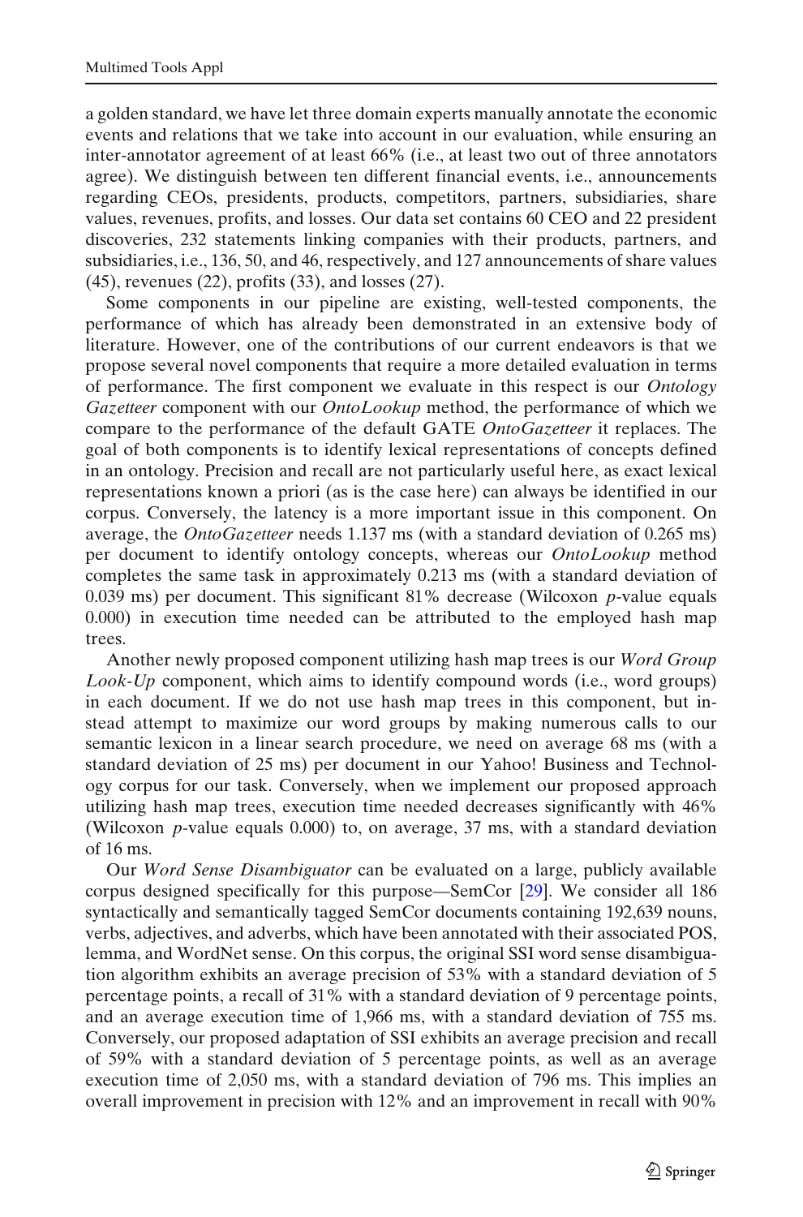a golden standard, we have let three domain experts manually annotate the economic events and relations that we take into account in our evaluation, while ensuring an inter-annotator agreement of at least 66% (i.e., at least two out of three annotators agree). We distinguish between ten different financial events, i.e., announcements regarding CEOs, presidents, products, competitors, partners, subsidiaries, share values, revenues, profits, and losses. Our data set contains 60 CEO and 22 president discoveries, 232 statements linking companies with their products, partners, and subsidiaries, i.e., 136, 50, and 46, respectively, and 127 announcements of share values (45), revenues (22), profits (33), and losses (27).

Some components in our pipeline are existing, well-tested components, the performance of which has already been demonstrated in an extensive body of literature. However, one of the contributions of our current endeavors is that we propose several novel components that require a more detailed evaluation in terms of performance. The first component we evaluate in this respect is our *Ontology Gazetteer* component with our *OntoLookup* method, the performance of which we compare to the performance of the default GATE *OntoGazetteer* it replaces. The goal of both components is to identify lexical representations of concepts defined in an ontology. Precision and recall are not particularly useful here, as exact lexical representations known a priori (as is the case here) can always be identified in our corpus. Conversely, the latency is a more important issue in this component. On average, the *OntoGazetteer* needs 1.137 ms (with a standard deviation of 0.265 ms) per document to identify ontology concepts, whereas our *OntoLookup* method completes the same task in approximately 0.213 ms (with a standard deviation of 0.039 ms) per document. This significant 81% decrease (Wilcoxon $p$-value equals 0.000) in execution time needed can be attributed to the employed hash map trees.

Another newly proposed component utilizing hash map trees is our *Word Group Look-Up* component, which aims to identify compound words (i.e., word groups) in each document. If we do not use hash map trees in this component, but instead attempt to maximize our word groups by making numerous calls to our semantic lexicon in a linear search procedure, we need on average 68 ms (with a standard deviation of 25 ms) per document in our Yahoo! Business and Technology corpus for our task. Conversely, when we implement our proposed approach utilizing hash map trees, execution time needed decreases significantly with 46% (Wilcoxon $p$-value equals 0.000) to, on average, 37 ms, with a standard deviation of 16 ms.

Our *Word Sense Disambiguator* can be evaluated on a large, publicly available corpus designed specifically for this purpose—SemCor [29]. We consider all 186 syntactically and semantically tagged SemCor documents containing 192,639 nouns, verbs, adjectives, and adverbs, which have been annotated with their associated POS, lemma, and WordNet sense. On this corpus, the original SSI word sense disambiguation algorithm exhibits an average precision of 53% with a standard deviation of 5 percentage points, a recall of 31% with a standard deviation of 9 percentage points, and an average execution time of 1,966 ms, with a standard deviation of 755 ms. Conversely, our proposed adaptation of SSI exhibits an average precision and recall of 59% with a standard deviation of 5 percentage points, as well as an average execution time of 2,050 ms, with a standard deviation of 796 ms. This implies an overall improvement in precision with 12% and an improvement in recall with 90%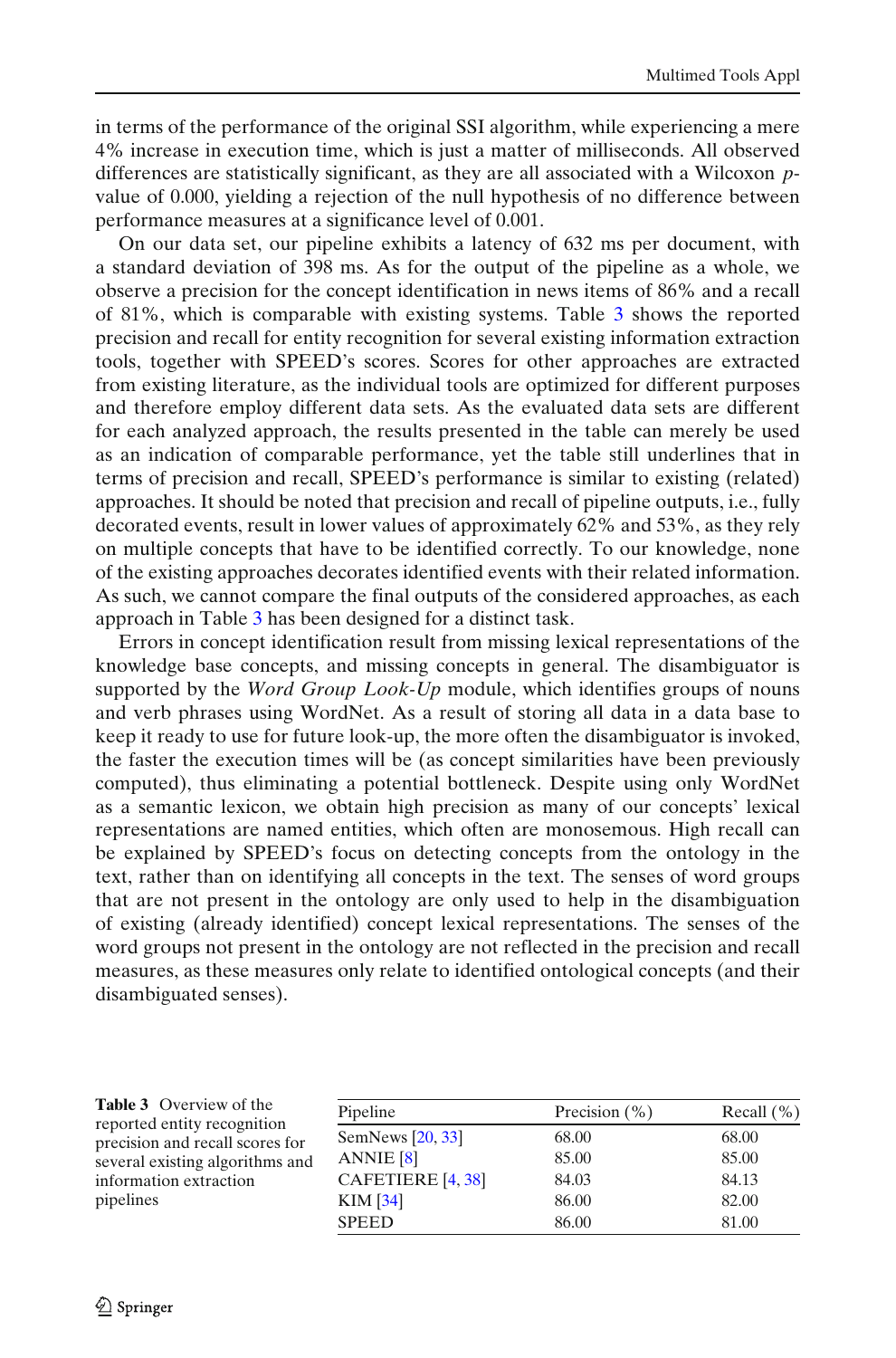in terms of the performance of the original SSI algorithm, while experiencing a mere 4% increase in execution time, which is just a matter of milliseconds. All observed differences are statistically significant, as they are all associated with a Wilcoxon $p$-value of 0.000, yielding a rejection of the null hypothesis of no difference between performance measures at a significance level of 0.001.

On our data set, our pipeline exhibits a latency of 632 ms per document, with a standard deviation of 398 ms. As for the output of the pipeline as a whole, we observe a precision for the concept identification in news items of 86% and a recall of 81%, which is comparable with existing systems. Table 3 shows the reported precision and recall for entity recognition for several existing information extraction tools, together with SPEED's scores. Scores for other approaches are extracted from existing literature, as the individual tools are optimized for different purposes and therefore employ different data sets. As the evaluated data sets are different for each analyzed approach, the results presented in the table can merely be used as an indication of comparable performance, yet the table still underlines that in terms of precision and recall, SPEED's performance is similar to existing (related) approaches. It should be noted that precision and recall of pipeline outputs, i.e., fully decorated events, result in lower values of approximately 62% and 53%, as they rely on multiple concepts that have to be identified correctly. To our knowledge, none of the existing approaches decorates identified events with their related information. As such, we cannot compare the final outputs of the considered approaches, as each approach in Table 3 has been designed for a distinct task.

Errors in concept identification result from missing lexical representations of the knowledge base concepts, and missing concepts in general. The disambiguator is supported by the *Word Group Look-Up* module, which identifies groups of nouns and verb phrases using WordNet. As a result of storing all data in a data base to keep it ready to use for future look-up, the more often the disambiguator is invoked, the faster the execution times will be (as concept similarities have been previously computed), thus eliminating a potential bottleneck. Despite using only WordNet as a semantic lexicon, we obtain high precision as many of our concepts' lexical representations are named entities, which often are monosemous. High recall can be explained by SPEED's focus on detecting concepts from the ontology in the text, rather than on identifying all concepts in the text. The senses of word groups that are not present in the ontology are only used to help in the disambiguation of existing (already identified) concept lexical representations. The senses of the word groups not present in the ontology are not reflected in the precision and recall measures, as these measures only relate to identified ontological concepts (and their disambiguated senses).

**Table 3** Overview of the reported entity recognition precision and recall scores for several existing algorithms and information extraction pipelines

| Pipeline | Precision (%) | Recall (%) |
|---|---|---|
| SemNews [20, 33] | 68.00 | 68.00 |
| ANNIE [8] | 85.00 | 85.00 |
| CAFETIERE [4, 38] | 84.03 | 84.13 |
| KIM [34] | 86.00 | 82.00 |
| SPEED | 86.00 | 81.00 |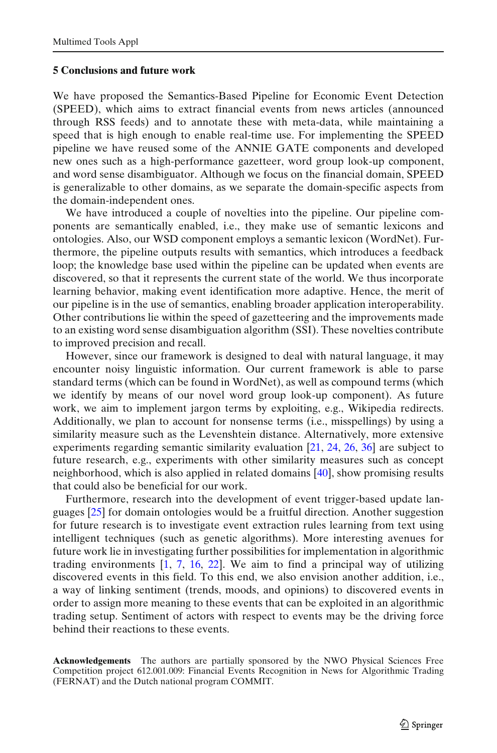## 5 Conclusions and future work

We have proposed the Semantics-Based Pipeline for Economic Event Detection (SPEED), which aims to extract financial events from news articles (announced through RSS feeds) and to annotate these with meta-data, while maintaining a speed that is high enough to enable real-time use. For implementing the SPEED pipeline we have reused some of the ANNIE GATE components and developed new ones such as a high-performance gazetteer, word group look-up component, and word sense disambiguator. Although we focus on the financial domain, SPEED is generalizable to other domains, as we separate the domain-specific aspects from the domain-independent ones.

We have introduced a couple of novelties into the pipeline. Our pipeline components are semantically enabled, i.e., they make use of semantic lexicons and ontologies. Also, our WSD component employs a semantic lexicon (WordNet). Furthermore, the pipeline outputs results with semantics, which introduces a feedback loop; the knowledge base used within the pipeline can be updated when events are discovered, so that it represents the current state of the world. We thus incorporate learning behavior, making event identification more adaptive. Hence, the merit of our pipeline is in the use of semantics, enabling broader application interoperability. Other contributions lie within the speed of gazetteering and the improvements made to an existing word sense disambiguation algorithm (SSI). These novelties contribute to improved precision and recall.

However, since our framework is designed to deal with natural language, it may encounter noisy linguistic information. Our current framework is able to parse standard terms (which can be found in WordNet), as well as compound terms (which we identify by means of our novel word group look-up component). As future work, we aim to implement jargon terms by exploiting, e.g., Wikipedia redirects. Additionally, we plan to account for nonsense terms (i.e., misspellings) by using a similarity measure such as the Levenshtein distance. Alternatively, more extensive experiments regarding semantic similarity evaluation [21, 24, 26, 36] are subject to future research, e.g., experiments with other similarity measures such as concept neighborhood, which is also applied in related domains [40], show promising results that could also be beneficial for our work.

Furthermore, research into the development of event trigger-based update languages [25] for domain ontologies would be a fruitful direction. Another suggestion for future research is to investigate event extraction rules learning from text using intelligent techniques (such as genetic algorithms). More interesting avenues for future work lie in investigating further possibilities for implementation in algorithmic trading environments [1, 7, 16, 22]. We aim to find a principal way of utilizing discovered events in this field. To this end, we also envision another addition, i.e., a way of linking sentiment (trends, moods, and opinions) to discovered events in order to assign more meaning to these events that can be exploited in an algorithmic trading setup. Sentiment of actors with respect to events may be the driving force behind their reactions to these events.

**Acknowledgements** The authors are partially sponsored by the NWO Physical Sciences Free Competition project 612.001.009: Financial Events Recognition in News for Algorithmic Trading (FERNAT) and the Dutch national program COMMIT.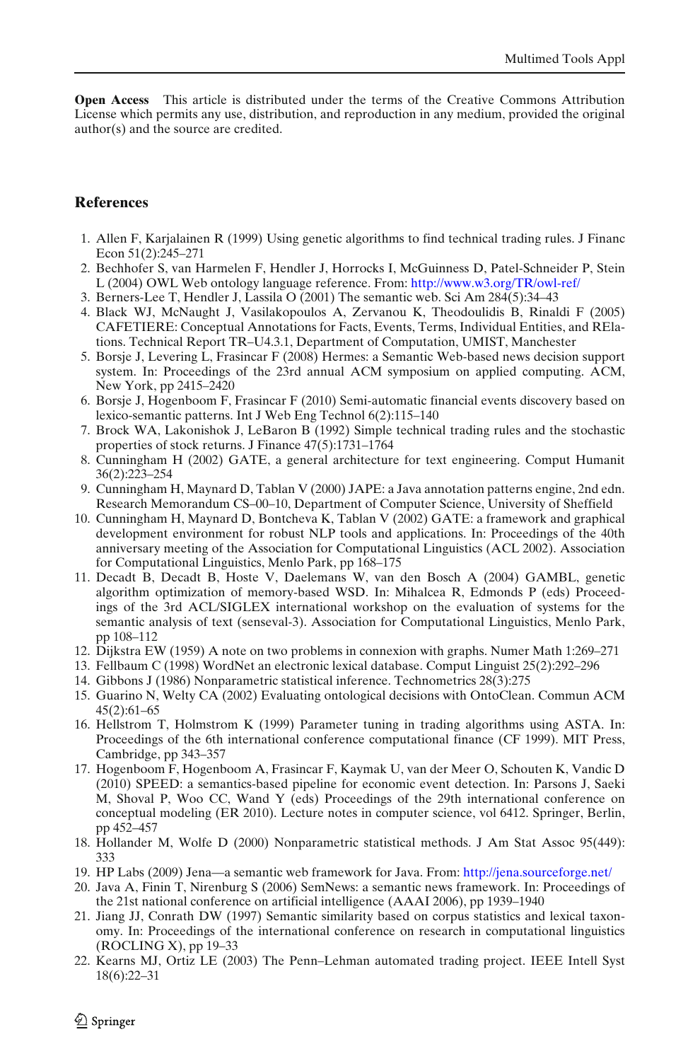**Open Access** This article is distributed under the terms of the Creative Commons Attribution License which permits any use, distribution, and reproduction in any medium, provided the original author(s) and the source are credited.

## References

1. Allen F, Karjalainen R (1999) Using genetic algorithms to find technical trading rules. J Financ Econ 51(2):245–271
2. Bechhofer S, van Harmelen F, Hendler J, Horrocks I, McGuinness D, Patel-Schneider P, Stein L (2004) OWL Web ontology language reference. From: http://www.w3.org/TR/owl-ref/
3. Berners-Lee T, Hendler J, Lassila O (2001) The semantic web. Sci Am 284(5):34–43
4. Black WJ, McNaught J, Vasilakopoulos A, Zervanou K, Theodoulidis B, Rinaldi F (2005) CAFETIERE: Conceptual Annotations for Facts, Events, Terms, Individual Entities, and RElations. Technical Report TR–U4.3.1, Department of Computation, UMIST, Manchester
5. Borsje J, Levering L, Frasincar F (2008) Hermes: a Semantic Web-based news decision support system. In: Proceedings of the 23rd annual ACM symposium on applied computing. ACM, New York, pp 2415–2420
6. Borsje J, Hogenboom F, Frasincar F (2010) Semi-automatic financial events discovery based on lexico-semantic patterns. Int J Web Eng Technol 6(2):115–140
7. Brock WA, Lakonishok J, LeBaron B (1992) Simple technical trading rules and the stochastic properties of stock returns. J Finance 47(5):1731–1764
8. Cunningham H (2002) GATE, a general architecture for text engineering. Comput Humanit 36(2):223–254
9. Cunningham H, Maynard D, Tablan V (2000) JAPE: a Java annotation patterns engine, 2nd edn. Research Memorandum CS–00–10, Department of Computer Science, University of Sheffield
10. Cunningham H, Maynard D, Bontcheva K, Tablan V (2002) GATE: a framework and graphical development environment for robust NLP tools and applications. In: Proceedings of the 40th anniversary meeting of the Association for Computational Linguistics (ACL 2002). Association for Computational Linguistics, Menlo Park, pp 168–175
11. Decadt B, Decadt B, Hoste V, Daelemans W, van den Bosch A (2004) GAMBL, genetic algorithm optimization of memory-based WSD. In: Mihalcea R, Edmonds P (eds) Proceedings of the 3rd ACL/SIGLEX international workshop on the evaluation of systems for the semantic analysis of text (senseval-3). Association for Computational Linguistics, Menlo Park, pp 108–112
12. Dijkstra EW (1959) A note on two problems in connexion with graphs. Numer Math 1:269–271
13. Fellbaum C (1998) WordNet an electronic lexical database. Comput Linguist 25(2):292–296
14. Gibbons J (1986) Nonparametric statistical inference. Technometrics 28(3):275
15. Guarino N, Welty CA (2002) Evaluating ontological decisions with OntoClean. Commun ACM 45(2):61–65
16. Hellstrom T, Holmstrom K (1999) Parameter tuning in trading algorithms using ASTA. In: Proceedings of the 6th international conference computational finance (CF 1999). MIT Press, Cambridge, pp 343–357
17. Hogenboom F, Hogenboom A, Frasincar F, Kaymak U, van der Meer O, Schouten K, Vandic D (2010) SPEED: a semantics-based pipeline for economic event detection. In: Parsons J, Saeki M, Shoval P, Woo CC, Wand Y (eds) Proceedings of the 29th international conference on conceptual modeling (ER 2010). Lecture notes in computer science, vol 6412. Springer, Berlin, pp 452–457
18. Hollander M, Wolfe D (2000) Nonparametric statistical methods. J Am Stat Assoc 95(449): 333
19. HP Labs (2009) Jena—a semantic web framework for Java. From: http://jena.sourceforge.net/
20. Java A, Finin T, Nirenburg S (2006) SemNews: a semantic news framework. In: Proceedings of the 21st national conference on artificial intelligence (AAAI 2006), pp 1939–1940
21. Jiang JJ, Conrath DW (1997) Semantic similarity based on corpus statistics and lexical taxonomy. In: Proceedings of the international conference on research in computational linguistics (ROCLING X), pp 19–33
22. Kearns MJ, Ortiz LE (2003) The Penn–Lehman automated trading project. IEEE Intell Syst 18(6):22–31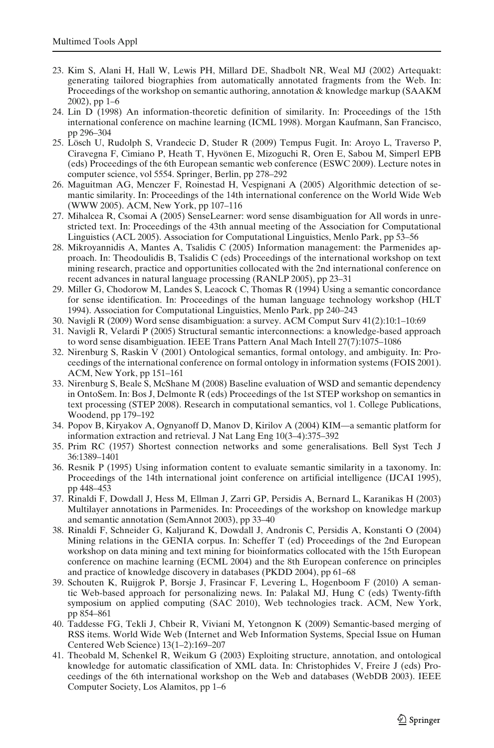23. Kim S, Alani H, Hall W, Lewis PH, Millard DE, Shadbolt NR, Weal MJ (2002) Artequakt: generating tailored biographies from automatically annotated fragments from the Web. In: Proceedings of the workshop on semantic authoring, annotation & knowledge markup (SAAKM 2002), pp 1–6
24. Lin D (1998) An information-theoretic definition of similarity. In: Proceedings of the 15th international conference on machine learning (ICML 1998). Morgan Kaufmann, San Francisco, pp 296–304
25. Lösch U, Rudolph S, Vrandecic D, Studer R (2009) Tempus Fugit. In: Aroyo L, Traverso P, Ciravegna F, Cimiano P, Heath T, Hyvönen E, Mizoguchi R, Oren E, Sabou M, Simperl EPB (eds) Proceedings of the 6th European semantic web conference (ESWC 2009). Lecture notes in computer science, vol 5554. Springer, Berlin, pp 278–292
26. Maguitman AG, Menczer F, Roinestad H, Vespignani A (2005) Algorithmic detection of semantic similarity. In: Proceedings of the 14th international conference on the World Wide Web (WWW 2005). ACM, New York, pp 107–116
27. Mihalcea R, Csomai A (2005) SenseLearner: word sense disambiguation for All words in unrestricted text. In: Proceedings of the 43th annual meeting of the Association for Computational Linguistics (ACL 2005). Association for Computational Linguistics, Menlo Park, pp 53–56
28. Mikroyannidis A, Mantes A, Tsalidis C (2005) Information management: the Parmenides approach. In: Theodoulidis B, Tsalidis C (eds) Proceedings of the international workshop on text mining research, practice and opportunities collocated with the 2nd international conference on recent advances in natural language processing (RANLP 2005), pp 23–31
29. Miller G, Chodorow M, Landes S, Leacock C, Thomas R (1994) Using a semantic concordance for sense identification. In: Proceedings of the human language technology workshop (HLT 1994). Association for Computational Linguistics, Menlo Park, pp 240–243
30. Navigli R (2009) Word sense disambiguation: a survey. ACM Comput Surv 41(2):10:1–10:69
31. Navigli R, Velardi P (2005) Structural semantic interconnections: a knowledge-based approach to word sense disambiguation. IEEE Trans Pattern Anal Mach Intell 27(7):1075–1086
32. Nirenburg S, Raskin V (2001) Ontological semantics, formal ontology, and ambiguity. In: Proceedings of the international conference on formal ontology in information systems (FOIS 2001). ACM, New York, pp 151–161
33. Nirenburg S, Beale S, McShane M (2008) Baseline evaluation of WSD and semantic dependency in OntoSem. In: Bos J, Delmonte R (eds) Proceedings of the 1st STEP workshop on semantics in text processing (STEP 2008). Research in computational semantics, vol 1. College Publications, Woodend, pp 179–192
34. Popov B, Kiryakov A, Ognyanoff D, Manov D, Kirilov A (2004) KIM—a semantic platform for information extraction and retrieval. J Nat Lang Eng 10(3–4):375–392
35. Prim RC (1957) Shortest connection networks and some generalisations. Bell Syst Tech J 36:1389–1401
36. Resnik P (1995) Using information content to evaluate semantic similarity in a taxonomy. In: Proceedings of the 14th international joint conference on artificial intelligence (IJCAI 1995), pp 448–453
37. Rinaldi F, Dowdall J, Hess M, Ellman J, Zarri GP, Persidis A, Bernard L, Karanikas H (2003) Multilayer annotations in Parmenides. In: Proceedings of the workshop on knowledge markup and semantic annotation (SemAnnot 2003), pp 33–40
38. Rinaldi F, Schneider G, Kaljurand K, Dowdall J, Andronis C, Persidis A, Konstanti O (2004) Mining relations in the GENIA corpus. In: Scheffer T (ed) Proceedings of the 2nd European workshop on data mining and text mining for bioinformatics collocated with the 15th European conference on machine learning (ECML 2004) and the 8th European conference on principles and practice of knowledge discovery in databases (PKDD 2004), pp 61–68
39. Schouten K, Ruijgrok P, Borsje J, Frasincar F, Levering L, Hogenboom F (2010) A semantic Web-based approach for personalizing news. In: Palakal MJ, Hung C (eds) Twenty-fifth symposium on applied computing (SAC 2010), Web technologies track. ACM, New York, pp 854–861
40. Taddesse FG, Tekli J, Chbeir R, Viviani M, Yetongnon K (2009) Semantic-based merging of RSS items. World Wide Web (Internet and Web Information Systems, Special Issue on Human Centered Web Science) 13(1–2):169–207
41. Theobald M, Schenkel R, Weikum G (2003) Exploiting structure, annotation, and ontological knowledge for automatic classification of XML data. In: Christophides V, Freire J (eds) Proceedings of the 6th international workshop on the Web and databases (WebDB 2003). IEEE Computer Society, Los Alamitos, pp 1–6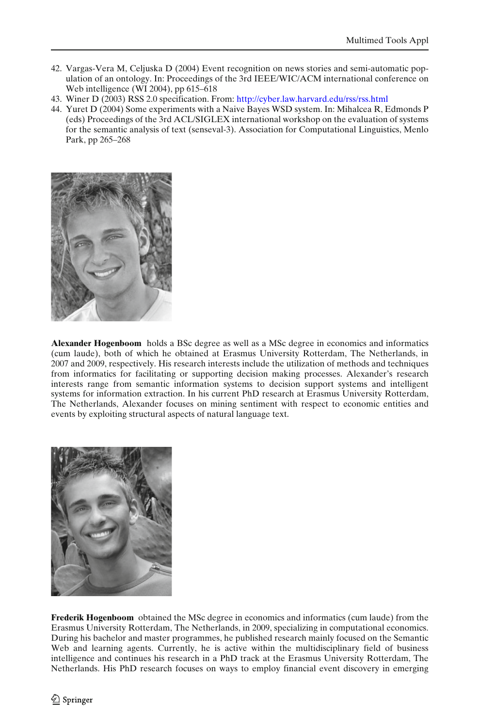42. Vargas-Vera M, Celjuska D (2004) Event recognition on news stories and semi-automatic population of an ontology. In: Proceedings of the 3rd IEEE/WIC/ACM international conference on Web intelligence (WI 2004), pp 615–618
43. Winer D (2003) RSS 2.0 specification. From: http://cyber.law.harvard.edu/rss/rss.html
44. Yuret D (2004) Some experiments with a Naive Bayes WSD system. In: Mihalcea R, Edmonds P (eds) Proceedings of the 3rd ACL/SIGLEX international workshop on the evaluation of systems for the semantic analysis of text (senseval-3). Association for Computational Linguistics, Menlo Park, pp 265–268

**Alexander Hogenboom** holds a BSc degree as well as a MSc degree in economics and informatics (cum laude), both of which he obtained at Erasmus University Rotterdam, The Netherlands, in 2007 and 2009, respectively. His research interests include the utilization of methods and techniques from informatics for facilitating or supporting decision making processes. Alexander's research interests range from semantic information systems to decision support systems and intelligent systems for information extraction. In his current PhD research at Erasmus University Rotterdam, The Netherlands, Alexander focuses on mining sentiment with respect to economic entities and events by exploiting structural aspects of natural language text.

**Frederik Hogenboom** obtained the MSc degree in economics and informatics (cum laude) from the Erasmus University Rotterdam, The Netherlands, in 2009, specializing in computational economics. During his bachelor and master programmes, he published research mainly focused on the Semantic Web and learning agents. Currently, he is active within the multidisciplinary field of business intelligence and continues his research in a PhD track at the Erasmus University Rotterdam, The Netherlands. His PhD research focuses on ways to employ financial event discovery in emerging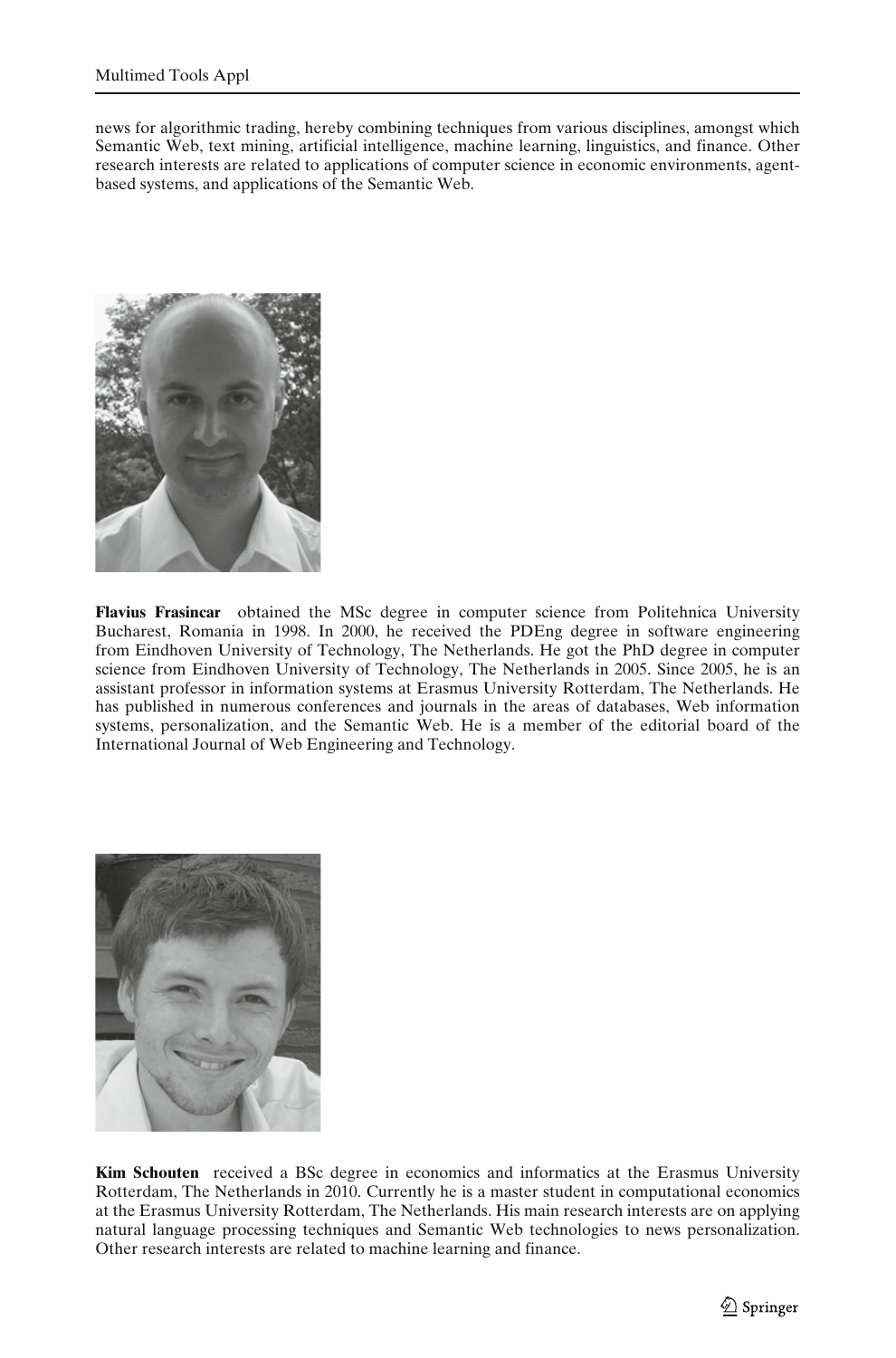news for algorithmic trading, hereby combining techniques from various disciplines, amongst which Semantic Web, text mining, artificial intelligence, machine learning, linguistics, and finance. Other research interests are related to applications of computer science in economic environments, agent-based systems, and applications of the Semantic Web.

**Flavius Frasincar** obtained the MSc degree in computer science from Politehnica University Bucharest, Romania in 1998. In 2000, he received the PDEng degree in software engineering from Eindhoven University of Technology, The Netherlands. He got the PhD degree in computer science from Eindhoven University of Technology, The Netherlands in 2005. Since 2005, he is an assistant professor in information systems at Erasmus University Rotterdam, The Netherlands. He has published in numerous conferences and journals in the areas of databases, Web information systems, personalization, and the Semantic Web. He is a member of the editorial board of the International Journal of Web Engineering and Technology.

**Kim Schouten** received a BSc degree in economics and informatics at the Erasmus University Rotterdam, The Netherlands in 2010. Currently he is a master student in computational economics at the Erasmus University Rotterdam, The Netherlands. His main research interests are on applying natural language processing techniques and Semantic Web technologies to news personalization. Other research interests are related to machine learning and finance.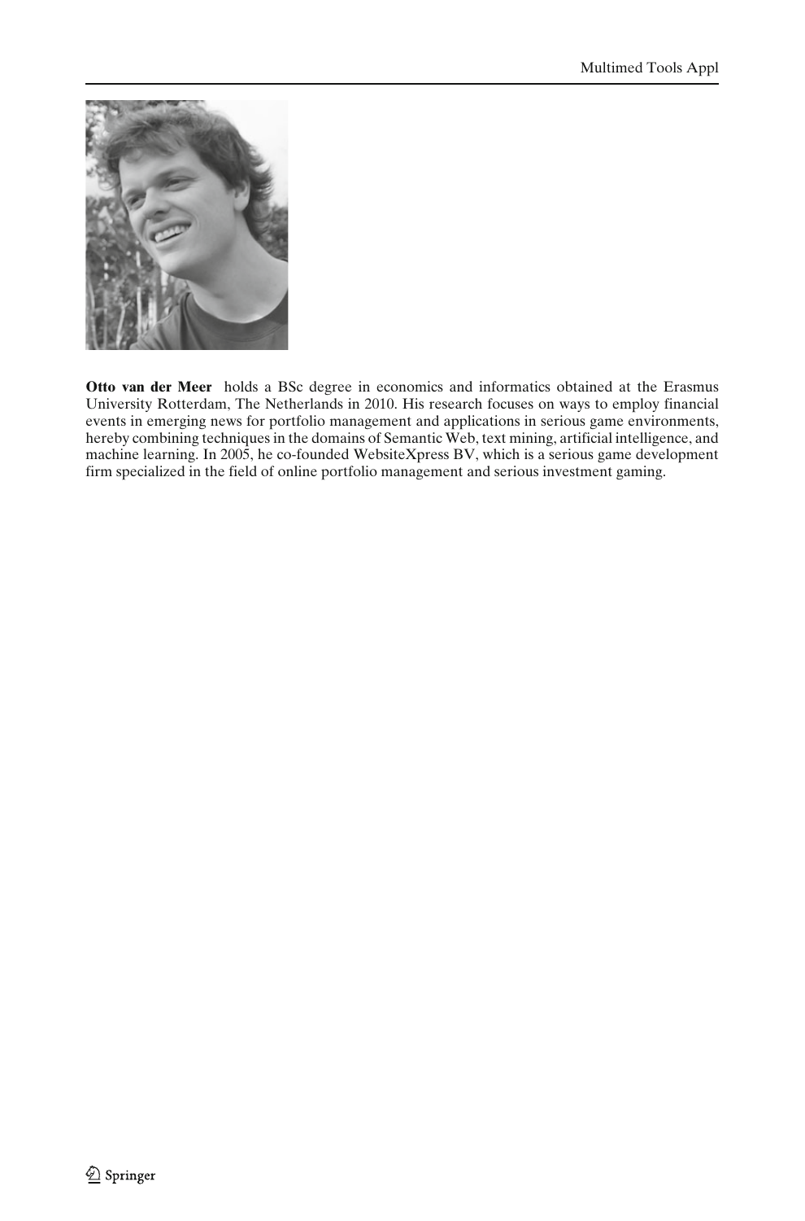**Otto van der Meer** holds a BSc degree in economics and informatics obtained at the Erasmus University Rotterdam, The Netherlands in 2010. His research focuses on ways to employ financial events in emerging news for portfolio management and applications in serious game environments, hereby combining techniques in the domains of Semantic Web, text mining, artificial intelligence, and machine learning. In 2005, he co-founded WebsiteXpress BV, which is a serious game development firm specialized in the field of online portfolio management and serious investment gaming.